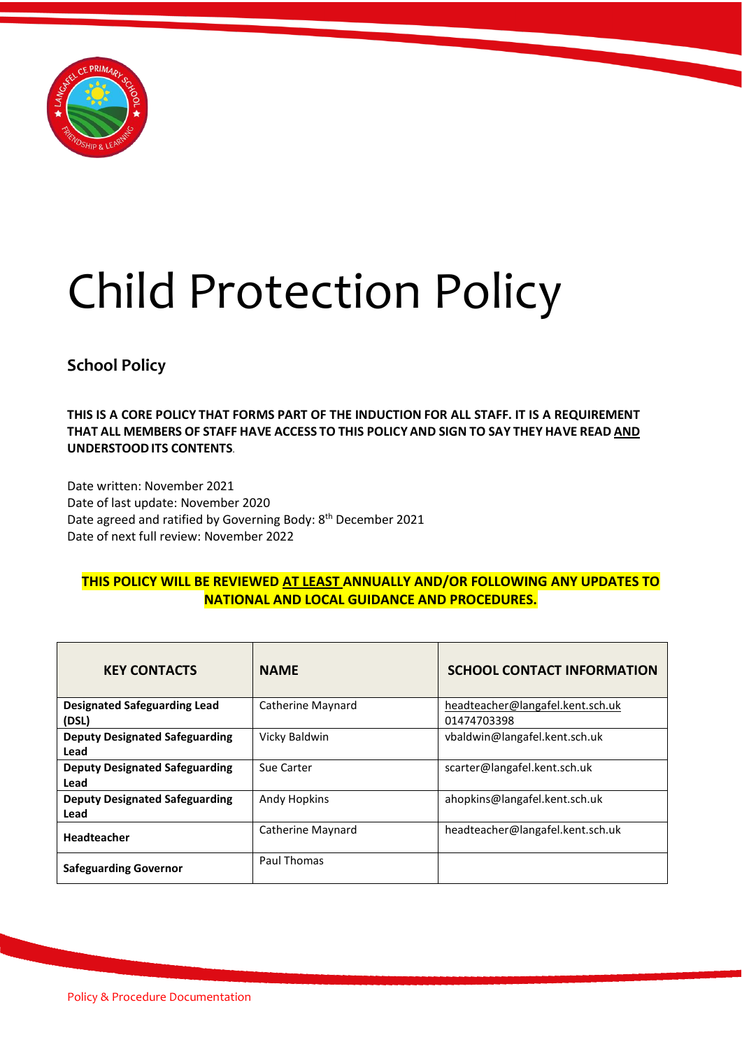# Child Protection Policy

## School Policy

**THIS IS A CORE POLICY THAT FORMS PART OF THE INDUCTION FOR ALL STAFF. IT IS A REQUIREMENT THAT ALL MEMBERS OF STAFF HAVE ACCESS TO THIS POLICY AND SIGN TO SAY THEY HAVE READ AND UNDERSTOOD ITS CONTENTS**.

Date written: November 2021
Date of last update: November 2020
Date agreed and ratified by Governing Body: 8th December 2021
Date of next full review: November 2022

**THIS POLICY WILL BE REVIEWED AT LEAST ANNUALLY AND/OR FOLLOWING ANY UPDATES TO NATIONAL AND LOCAL GUIDANCE AND PROCEDURES.**

| KEY CONTACTS | NAME | SCHOOL CONTACT INFORMATION |
|---|---|---|
| **Designated Safeguarding Lead (DSL)** | Catherine Maynard | headteacher@langafel.kent.sch.uk 01474703398 |
| **Deputy Designated Safeguarding Lead** | Vicky Baldwin | vbaldwin@langafel.kent.sch.uk |
| **Deputy Designated Safeguarding Lead** | Sue Carter | scarter@langafel.kent.sch.uk |
| **Deputy Designated Safeguarding Lead** | Andy Hopkins | ahopkins@langafel.kent.sch.uk |
| **Headteacher** | Catherine Maynard | headteacher@langafel.kent.sch.uk |
| **Safeguarding Governor** | Paul Thomas | |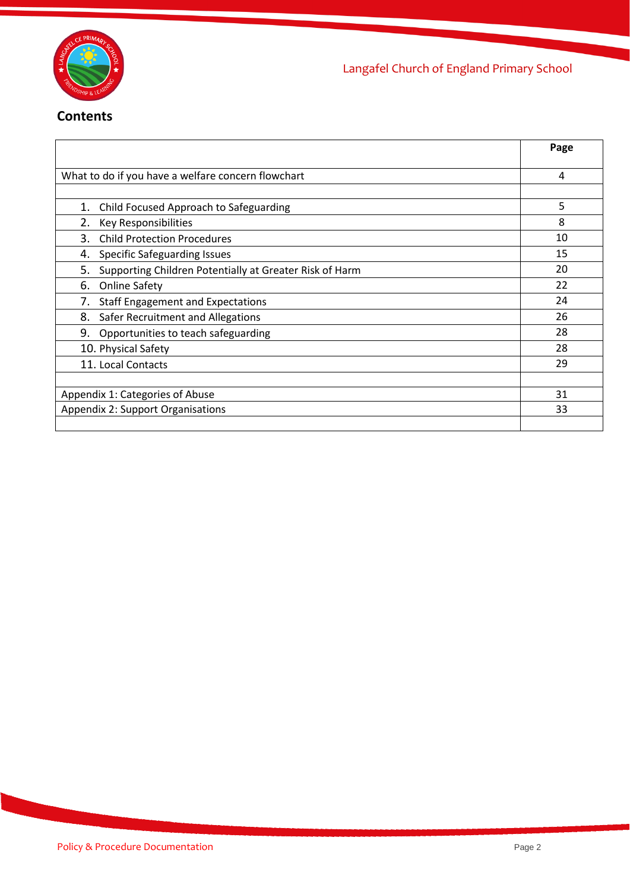## Contents

| | Page |
|---|---|
| What to do if you have a welfare concern flowchart | 4 |
| | |
| 1. Child Focused Approach to Safeguarding | 5 |
| 2. Key Responsibilities | 8 |
| 3. Child Protection Procedures | 10 |
| 4. Specific Safeguarding Issues | 15 |
| 5. Supporting Children Potentially at Greater Risk of Harm | 20 |
| 6. Online Safety | 22 |
| 7. Staff Engagement and Expectations | 24 |
| 8. Safer Recruitment and Allegations | 26 |
| 9. Opportunities to teach safeguarding | 28 |
| 10. Physical Safety | 28 |
| 11. Local Contacts | 29 |
| | |
| Appendix 1: Categories of Abuse | 31 |
| Appendix 2: Support Organisations | 33 |
| | |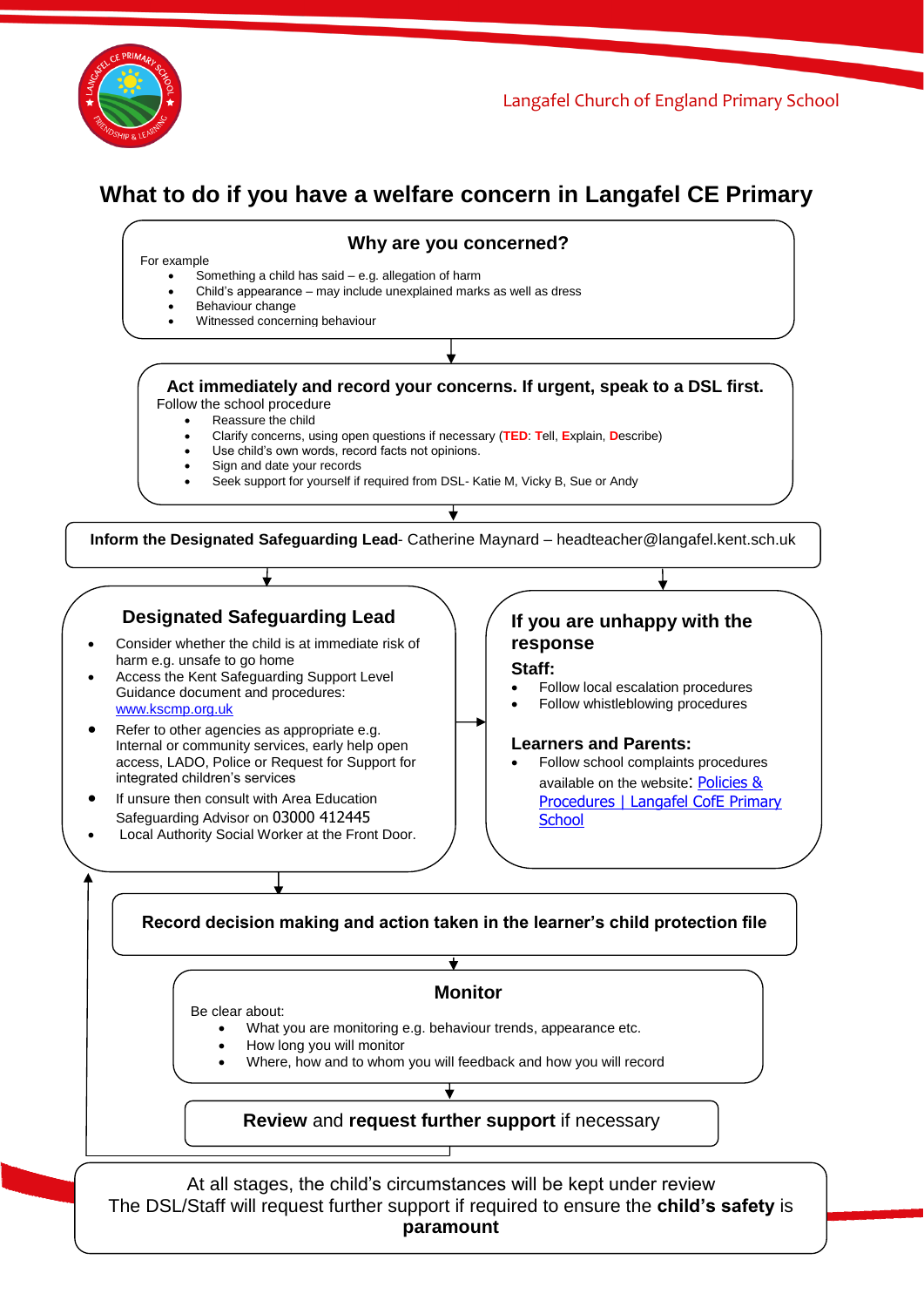# What to do if you have a welfare concern in Langafel CE Primary

## Why are you concerned?

For example

- Something a child has said – e.g. allegation of harm
- Child's appearance – may include unexplained marks as well as dress
- Behaviour change
- Witnessed concerning behaviour

## Act immediately and record your concerns. If urgent, speak to a DSL first.

Follow the school procedure

- Reassure the child
- Clarify concerns, using open questions if necessary (**TED**: **T**ell, **E**xplain, **D**escribe)
- Use child's own words, record facts not opinions.
- Sign and date your records
- Seek support for yourself if required from DSL- Katie M, Vicky B, Sue or Andy

**Inform the Designated Safeguarding Lead**- Catherine Maynard – headteacher@langafel.kent.sch.uk

## Designated Safeguarding Lead

- Consider whether the child is at immediate risk of harm e.g. unsafe to go home
- Access the Kent Safeguarding Support Level Guidance document and procedures: www.kscmp.org.uk
- Refer to other agencies as appropriate e.g. Internal or community services, early help open access, LADO, Police or Request for Support for integrated children's services
- If unsure then consult with Area Education Safeguarding Advisor on 03000 412445
- Local Authority Social Worker at the Front Door.

## If you are unhappy with the response

**Staff:**

- Follow local escalation procedures
- Follow whistleblowing procedures

**Learners and Parents:**

- Follow school complaints procedures available on the website: Policies & Procedures | Langafel CofE Primary School

**Record decision making and action taken in the learner's child protection file**

## Monitor

Be clear about:

- What you are monitoring e.g. behaviour trends, appearance etc.
- How long you will monitor
- Where, how and to whom you will feedback and how you will record

**Review** and **request further support** if necessary

At all stages, the child's circumstances will be kept under review
The DSL/Staff will request further support if required to ensure the **child's safety** is **paramount**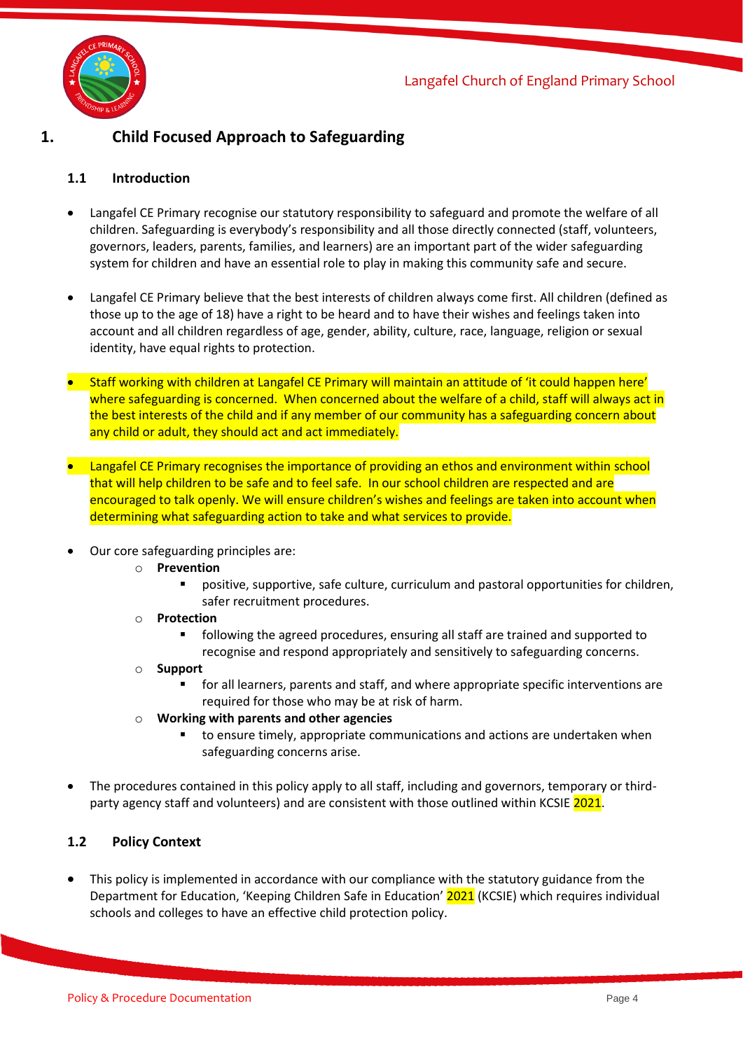# 1. Child Focused Approach to Safeguarding

## 1.1 Introduction

- Langafel CE Primary recognise our statutory responsibility to safeguard and promote the welfare of all children. Safeguarding is everybody's responsibility and all those directly connected (staff, volunteers, governors, leaders, parents, families, and learners) are an important part of the wider safeguarding system for children and have an essential role to play in making this community safe and secure.

- Langafel CE Primary believe that the best interests of children always come first. All children (defined as those up to the age of 18) have a right to be heard and to have their wishes and feelings taken into account and all children regardless of age, gender, ability, culture, race, language, religion or sexual identity, have equal rights to protection.

- Staff working with children at Langafel CE Primary will maintain an attitude of 'it could happen here' where safeguarding is concerned. When concerned about the welfare of a child, staff will always act in the best interests of the child and if any member of our community has a safeguarding concern about any child or adult, they should act and act immediately.

- Langafel CE Primary recognises the importance of providing an ethos and environment within school that will help children to be safe and to feel safe. In our school children are respected and are encouraged to talk openly. We will ensure children's wishes and feelings are taken into account when determining what safeguarding action to take and what services to provide.

- Our core safeguarding principles are:
  - **Prevention**
    - positive, supportive, safe culture, curriculum and pastoral opportunities for children, safer recruitment procedures.
  - **Protection**
    - following the agreed procedures, ensuring all staff are trained and supported to recognise and respond appropriately and sensitively to safeguarding concerns.
  - **Support**
    - for all learners, parents and staff, and where appropriate specific interventions are required for those who may be at risk of harm.
  - **Working with parents and other agencies**
    - to ensure timely, appropriate communications and actions are undertaken when safeguarding concerns arise.

- The procedures contained in this policy apply to all staff, including and governors, temporary or third-party agency staff and volunteers) and are consistent with those outlined within KCSIE 2021.

## 1.2 Policy Context

- This policy is implemented in accordance with our compliance with the statutory guidance from the Department for Education, 'Keeping Children Safe in Education' 2021 (KCSIE) which requires individual schools and colleges to have an effective child protection policy.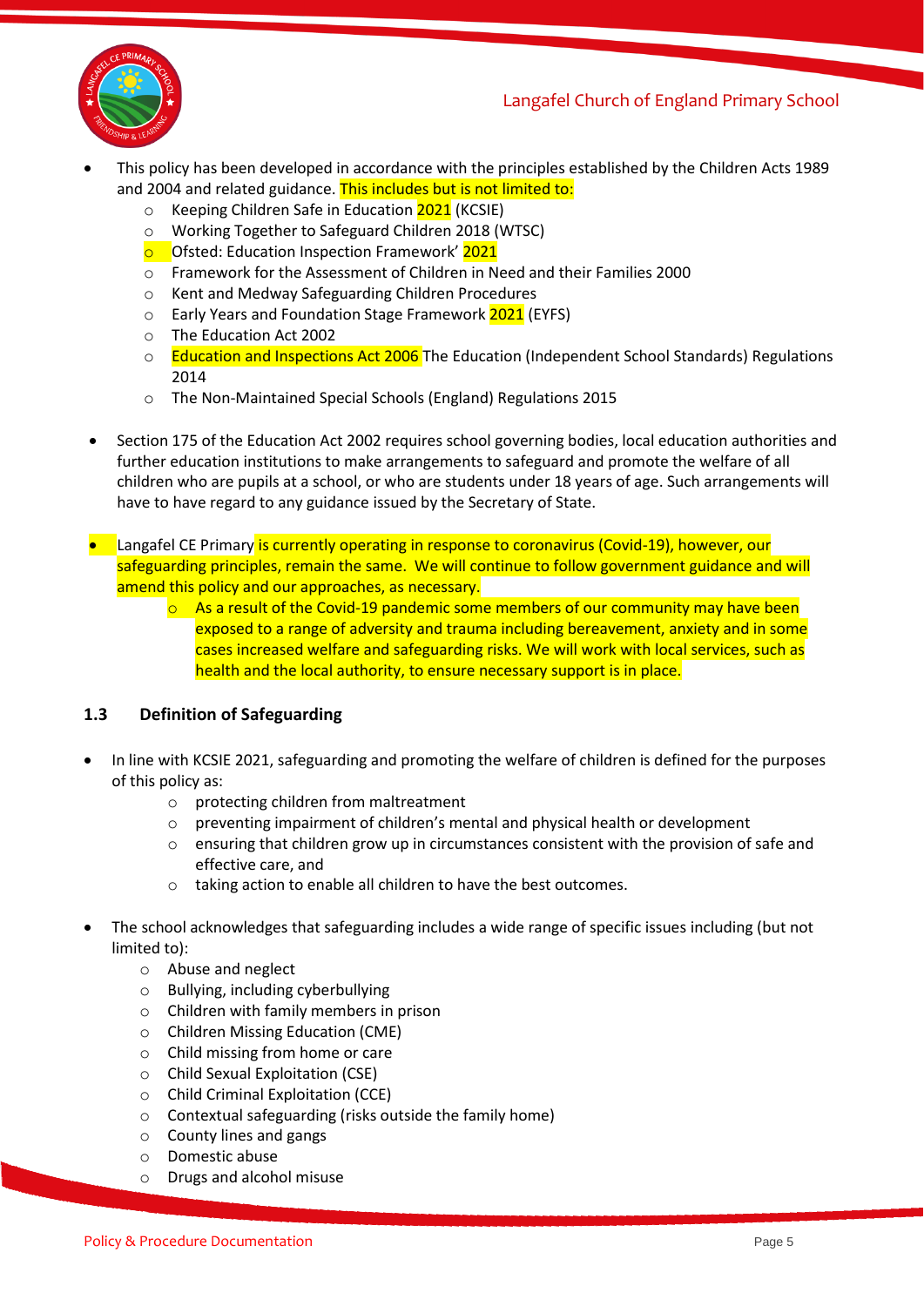- This policy has been developed in accordance with the principles established by the Children Acts 1989 and 2004 and related guidance. This includes but is not limited to:
  - Keeping Children Safe in Education 2021 (KCSIE)
  - Working Together to Safeguard Children 2018 (WTSC)
  - Ofsted: Education Inspection Framework' 2021
  - Framework for the Assessment of Children in Need and their Families 2000
  - Kent and Medway Safeguarding Children Procedures
  - Early Years and Foundation Stage Framework 2021 (EYFS)
  - The Education Act 2002
  - Education and Inspections Act 2006 The Education (Independent School Standards) Regulations 2014
  - The Non-Maintained Special Schools (England) Regulations 2015

- Section 175 of the Education Act 2002 requires school governing bodies, local education authorities and further education institutions to make arrangements to safeguard and promote the welfare of all children who are pupils at a school, or who are students under 18 years of age. Such arrangements will have to have regard to any guidance issued by the Secretary of State.

- Langafel CE Primary is currently operating in response to coronavirus (Covid-19), however, our safeguarding principles, remain the same. We will continue to follow government guidance and will amend this policy and our approaches, as necessary.
  - As a result of the Covid-19 pandemic some members of our community may have been exposed to a range of adversity and trauma including bereavement, anxiety and in some cases increased welfare and safeguarding risks. We will work with local services, such as health and the local authority, to ensure necessary support is in place.

### 1.3 Definition of Safeguarding

- In line with KCSIE 2021, safeguarding and promoting the welfare of children is defined for the purposes of this policy as:
  - protecting children from maltreatment
  - preventing impairment of children's mental and physical health or development
  - ensuring that children grow up in circumstances consistent with the provision of safe and effective care, and
  - taking action to enable all children to have the best outcomes.

- The school acknowledges that safeguarding includes a wide range of specific issues including (but not limited to):
  - Abuse and neglect
  - Bullying, including cyberbullying
  - Children with family members in prison
  - Children Missing Education (CME)
  - Child missing from home or care
  - Child Sexual Exploitation (CSE)
  - Child Criminal Exploitation (CCE)
  - Contextual safeguarding (risks outside the family home)
  - County lines and gangs
  - Domestic abuse
  - Drugs and alcohol misuse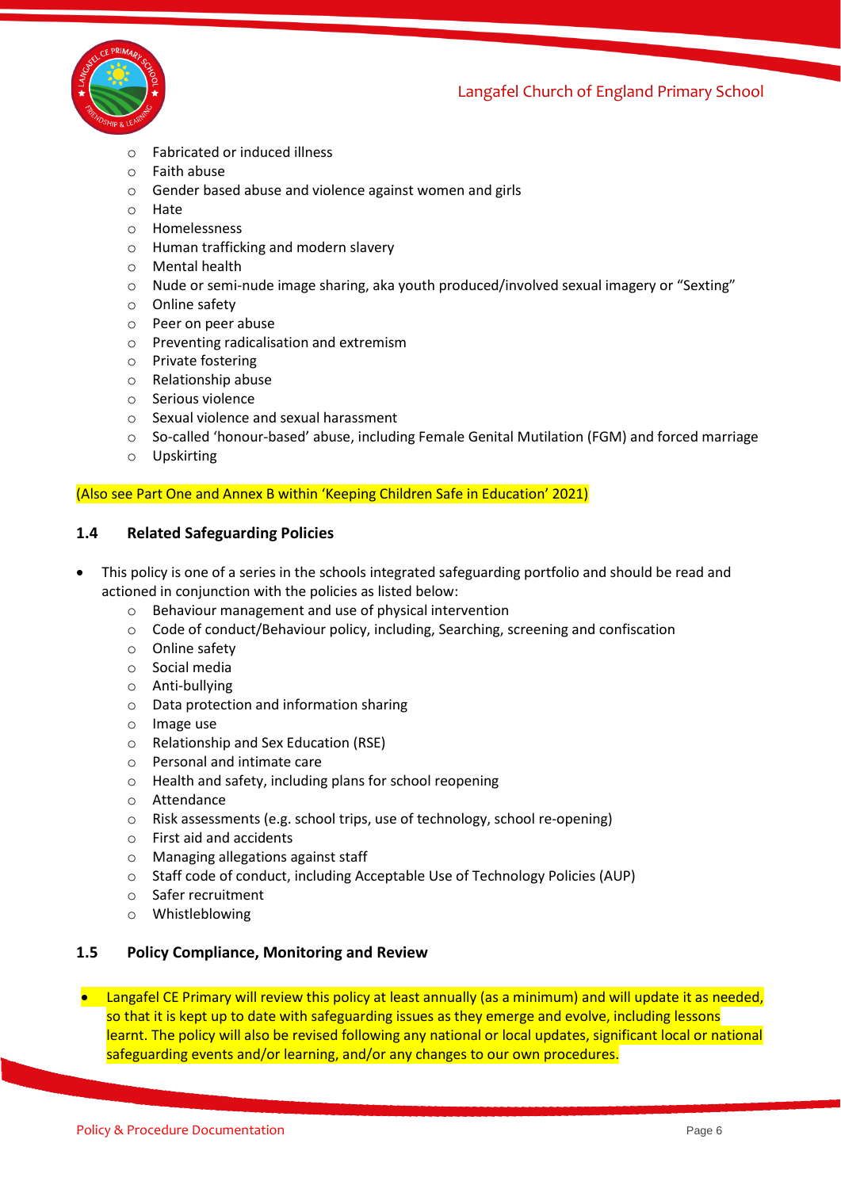- Fabricated or induced illness
- Faith abuse
- Gender based abuse and violence against women and girls
- Hate
- Homelessness
- Human trafficking and modern slavery
- Mental health
- Nude or semi-nude image sharing, aka youth produced/involved sexual imagery or "Sexting"
- Online safety
- Peer on peer abuse
- Preventing radicalisation and extremism
- Private fostering
- Relationship abuse
- Serious violence
- Sexual violence and sexual harassment
- So-called 'honour-based' abuse, including Female Genital Mutilation (FGM) and forced marriage
- Upskirting

(Also see Part One and Annex B within 'Keeping Children Safe in Education' 2021)

### 1.4 Related Safeguarding Policies

- This policy is one of a series in the schools integrated safeguarding portfolio and should be read and actioned in conjunction with the policies as listed below:
  - Behaviour management and use of physical intervention
  - Code of conduct/Behaviour policy, including, Searching, screening and confiscation
  - Online safety
  - Social media
  - Anti-bullying
  - Data protection and information sharing
  - Image use
  - Relationship and Sex Education (RSE)
  - Personal and intimate care
  - Health and safety, including plans for school reopening
  - Attendance
  - Risk assessments (e.g. school trips, use of technology, school re-opening)
  - First aid and accidents
  - Managing allegations against staff
  - Staff code of conduct, including Acceptable Use of Technology Policies (AUP)
  - Safer recruitment
  - Whistleblowing

### 1.5 Policy Compliance, Monitoring and Review

- Langafel CE Primary will review this policy at least annually (as a minimum) and will update it as needed, so that it is kept up to date with safeguarding issues as they emerge and evolve, including lessons learnt. The policy will also be revised following any national or local updates, significant local or national safeguarding events and/or learning, and/or any changes to our own procedures.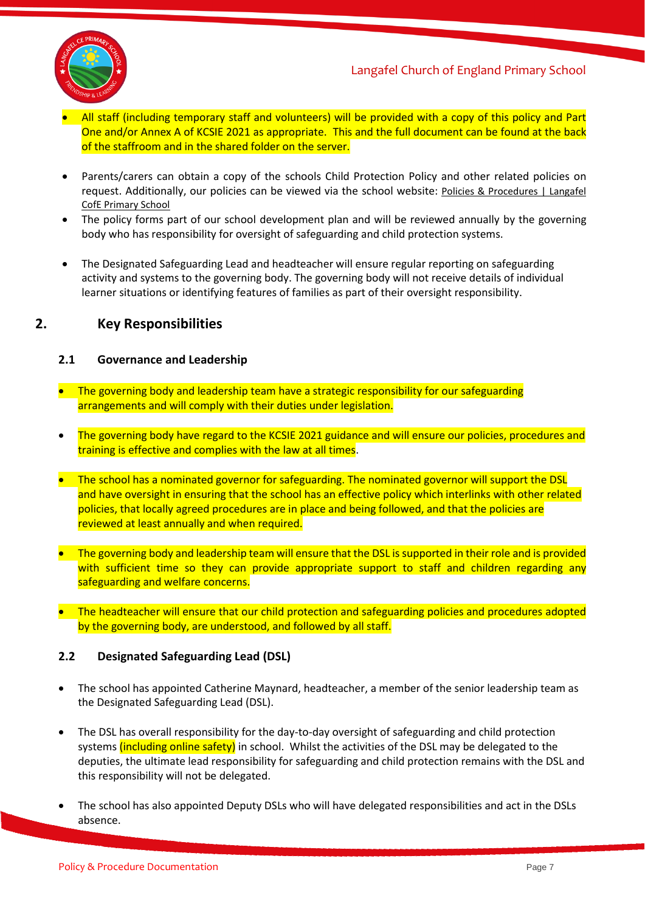- All staff (including temporary staff and volunteers) will be provided with a copy of this policy and Part One and/or Annex A of KCSIE 2021 as appropriate. This and the full document can be found at the back of the staffroom and in the shared folder on the server.

- Parents/carers can obtain a copy of the schools Child Protection Policy and other related policies on request. Additionally, our policies can be viewed via the school website: Policies & Procedures | Langafel CofE Primary School
- The policy forms part of our school development plan and will be reviewed annually by the governing body who has responsibility for oversight of safeguarding and child protection systems.

- The Designated Safeguarding Lead and headteacher will ensure regular reporting on safeguarding activity and systems to the governing body. The governing body will not receive details of individual learner situations or identifying features of families as part of their oversight responsibility.

## 2. Key Responsibilities

### 2.1 Governance and Leadership

- The governing body and leadership team have a strategic responsibility for our safeguarding arrangements and will comply with their duties under legislation.

- The governing body have regard to the KCSIE 2021 guidance and will ensure our policies, procedures and training is effective and complies with the law at all times.

- The school has a nominated governor for safeguarding. The nominated governor will support the DSL and have oversight in ensuring that the school has an effective policy which interlinks with other related policies, that locally agreed procedures are in place and being followed, and that the policies are reviewed at least annually and when required.

- The governing body and leadership team will ensure that the DSL is supported in their role and is provided with sufficient time so they can provide appropriate support to staff and children regarding any safeguarding and welfare concerns.

- The headteacher will ensure that our child protection and safeguarding policies and procedures adopted by the governing body, are understood, and followed by all staff.

### 2.2 Designated Safeguarding Lead (DSL)

- The school has appointed Catherine Maynard, headteacher, a member of the senior leadership team as the Designated Safeguarding Lead (DSL).

- The DSL has overall responsibility for the day-to-day oversight of safeguarding and child protection systems (including online safety) in school. Whilst the activities of the DSL may be delegated to the deputies, the ultimate lead responsibility for safeguarding and child protection remains with the DSL and this responsibility will not be delegated.

- The school has also appointed Deputy DSLs who will have delegated responsibilities and act in the DSLs absence.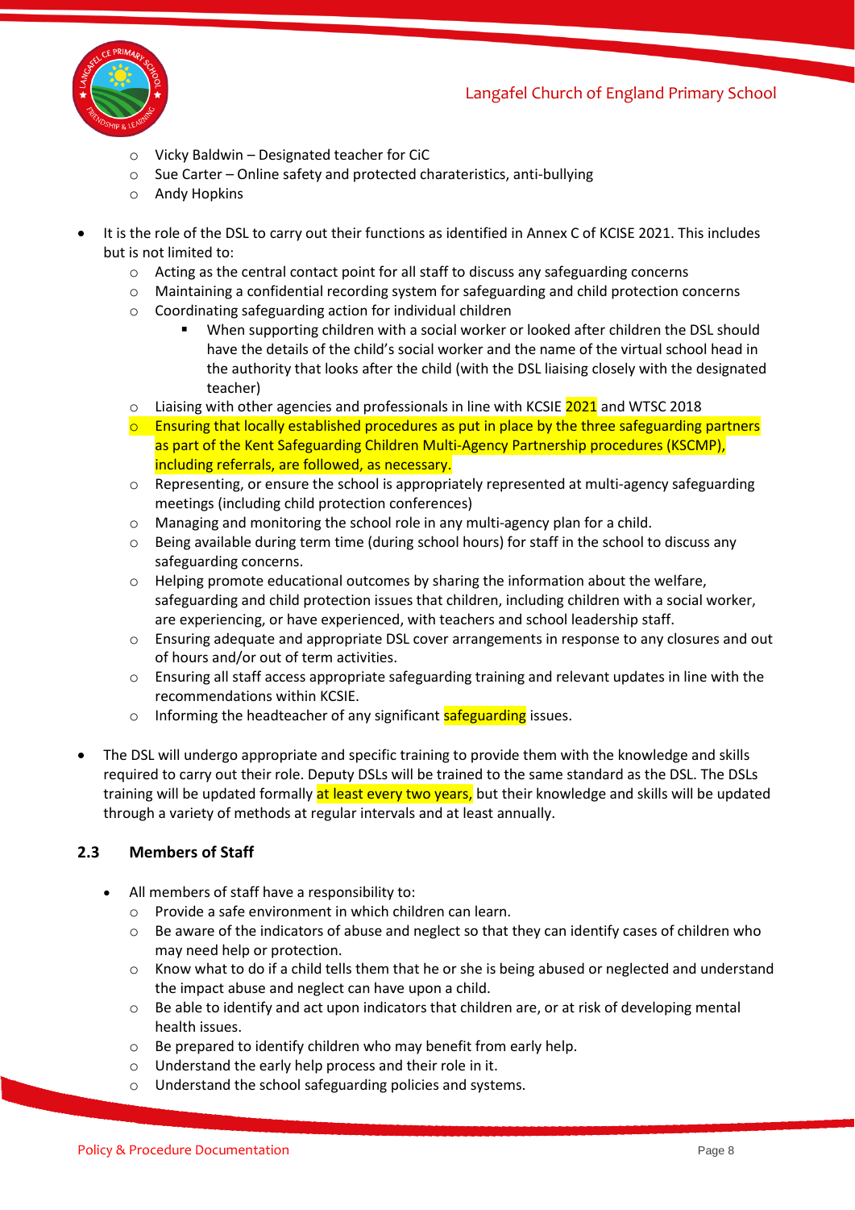- Vicky Baldwin – Designated teacher for CiC
  - Sue Carter – Online safety and protected charateristics, anti-bullying
  - Andy Hopkins

- It is the role of the DSL to carry out their functions as identified in Annex C of KCISE 2021. This includes but is not limited to:
  - Acting as the central contact point for all staff to discuss any safeguarding concerns
  - Maintaining a confidential recording system for safeguarding and child protection concerns
  - Coordinating safeguarding action for individual children
    - When supporting children with a social worker or looked after children the DSL should have the details of the child's social worker and the name of the virtual school head in the authority that looks after the child (with the DSL liaising closely with the designated teacher)
  - Liaising with other agencies and professionals in line with KCSIE 2021 and WTSC 2018
  - Ensuring that locally established procedures as put in place by the three safeguarding partners as part of the Kent Safeguarding Children Multi-Agency Partnership procedures (KSCMP), including referrals, are followed, as necessary.
  - Representing, or ensure the school is appropriately represented at multi-agency safeguarding meetings (including child protection conferences)
  - Managing and monitoring the school role in any multi-agency plan for a child.
  - Being available during term time (during school hours) for staff in the school to discuss any safeguarding concerns.
  - Helping promote educational outcomes by sharing the information about the welfare, safeguarding and child protection issues that children, including children with a social worker, are experiencing, or have experienced, with teachers and school leadership staff.
  - Ensuring adequate and appropriate DSL cover arrangements in response to any closures and out of hours and/or out of term activities.
  - Ensuring all staff access appropriate safeguarding training and relevant updates in line with the recommendations within KCSIE.
  - Informing the headteacher of any significant safeguarding issues.

- The DSL will undergo appropriate and specific training to provide them with the knowledge and skills required to carry out their role. Deputy DSLs will be trained to the same standard as the DSL. The DSLs training will be updated formally at least every two years, but their knowledge and skills will be updated through a variety of methods at regular intervals and at least annually.

### 2.3 Members of Staff

- All members of staff have a responsibility to:
  - Provide a safe environment in which children can learn.
  - Be aware of the indicators of abuse and neglect so that they can identify cases of children who may need help or protection.
  - Know what to do if a child tells them that he or she is being abused or neglected and understand the impact abuse and neglect can have upon a child.
  - Be able to identify and act upon indicators that children are, or at risk of developing mental health issues.
  - Be prepared to identify children who may benefit from early help.
  - Understand the early help process and their role in it.
  - Understand the school safeguarding policies and systems.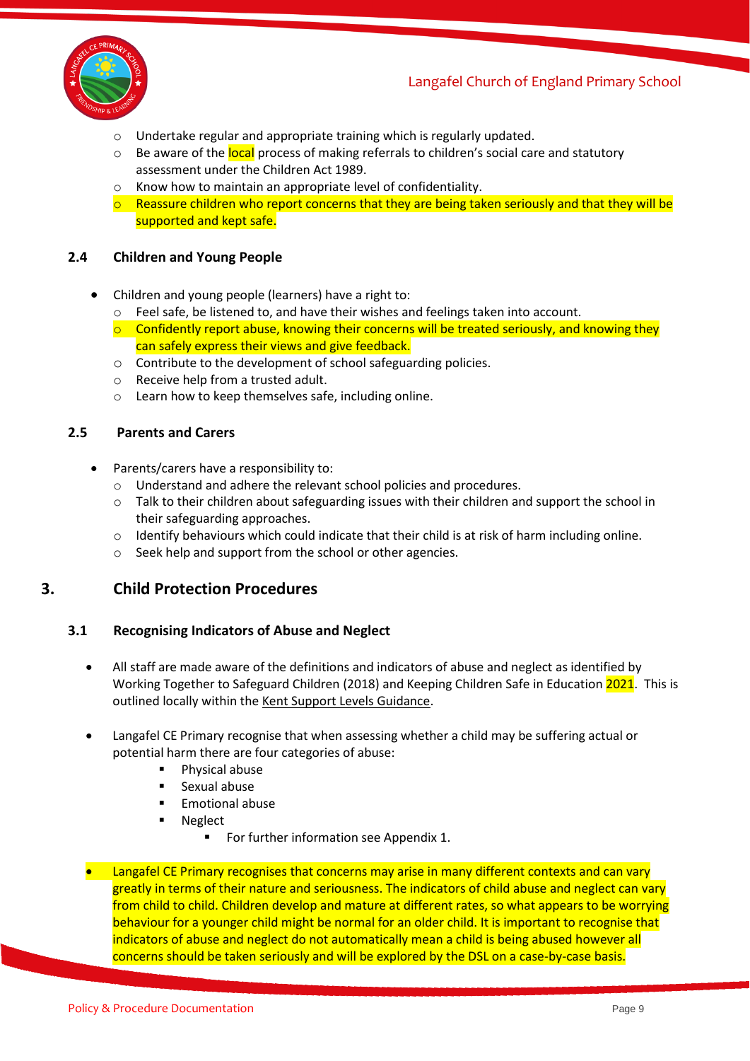- Undertake regular and appropriate training which is regularly updated.
- Be aware of the local process of making referrals to children's social care and statutory assessment under the Children Act 1989.
- Know how to maintain an appropriate level of confidentiality.
- Reassure children who report concerns that they are being taken seriously and that they will be supported and kept safe.

### 2.4 Children and Young People

- Children and young people (learners) have a right to:
  - Feel safe, be listened to, and have their wishes and feelings taken into account.
  - Confidently report abuse, knowing their concerns will be treated seriously, and knowing they can safely express their views and give feedback.
  - Contribute to the development of school safeguarding policies.
  - Receive help from a trusted adult.
  - Learn how to keep themselves safe, including online.

### 2.5 Parents and Carers

- Parents/carers have a responsibility to:
  - Understand and adhere the relevant school policies and procedures.
  - Talk to their children about safeguarding issues with their children and support the school in their safeguarding approaches.
  - Identify behaviours which could indicate that their child is at risk of harm including online.
  - Seek help and support from the school or other agencies.

## 3. Child Protection Procedures

### 3.1 Recognising Indicators of Abuse and Neglect

- All staff are made aware of the definitions and indicators of abuse and neglect as identified by Working Together to Safeguard Children (2018) and Keeping Children Safe in Education 2021. This is outlined locally within the Kent Support Levels Guidance.

- Langafel CE Primary recognise that when assessing whether a child may be suffering actual or potential harm there are four categories of abuse:
  - Physical abuse
  - Sexual abuse
  - Emotional abuse
  - Neglect
    - For further information see Appendix 1.

- Langafel CE Primary recognises that concerns may arise in many different contexts and can vary greatly in terms of their nature and seriousness. The indicators of child abuse and neglect can vary from child to child. Children develop and mature at different rates, so what appears to be worrying behaviour for a younger child might be normal for an older child. It is important to recognise that indicators of abuse and neglect do not automatically mean a child is being abused however all concerns should be taken seriously and will be explored by the DSL on a case-by-case basis.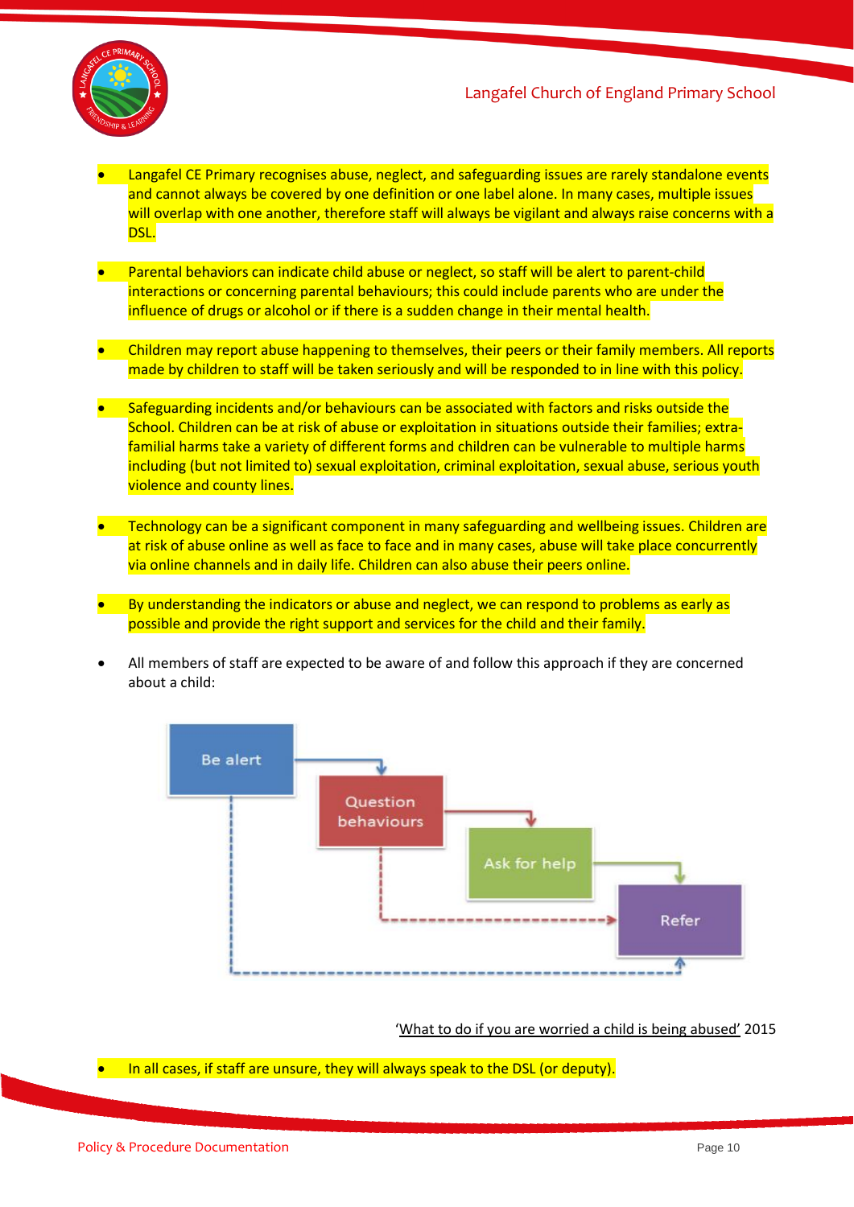- Langafel CE Primary recognises abuse, neglect, and safeguarding issues are rarely standalone events and cannot always be covered by one definition or one label alone. In many cases, multiple issues will overlap with one another, therefore staff will always be vigilant and always raise concerns with a DSL.

- Parental behaviors can indicate child abuse or neglect, so staff will be alert to parent-child interactions or concerning parental behaviours; this could include parents who are under the influence of drugs or alcohol or if there is a sudden change in their mental health.

- Children may report abuse happening to themselves, their peers or their family members. All reports made by children to staff will be taken seriously and will be responded to in line with this policy.

- Safeguarding incidents and/or behaviours can be associated with factors and risks outside the School. Children can be at risk of abuse or exploitation in situations outside their families; extra-familial harms take a variety of different forms and children can be vulnerable to multiple harms including (but not limited to) sexual exploitation, criminal exploitation, sexual abuse, serious youth violence and county lines.

- Technology can be a significant component in many safeguarding and wellbeing issues. Children are at risk of abuse online as well as face to face and in many cases, abuse will take place concurrently via online channels and in daily life. Children can also abuse their peers online.

- By understanding the indicators or abuse and neglect, we can respond to problems as early as possible and provide the right support and services for the child and their family.

- All members of staff are expected to be aware of and follow this approach if they are concerned about a child:

Be alert → Question behaviours → Ask for help → Refer

(Be alert → Refer; Question behaviours → Refer)

'What to do if you are worried a child is being abused' 2015

- In all cases, if staff are unsure, they will always speak to the DSL (or deputy).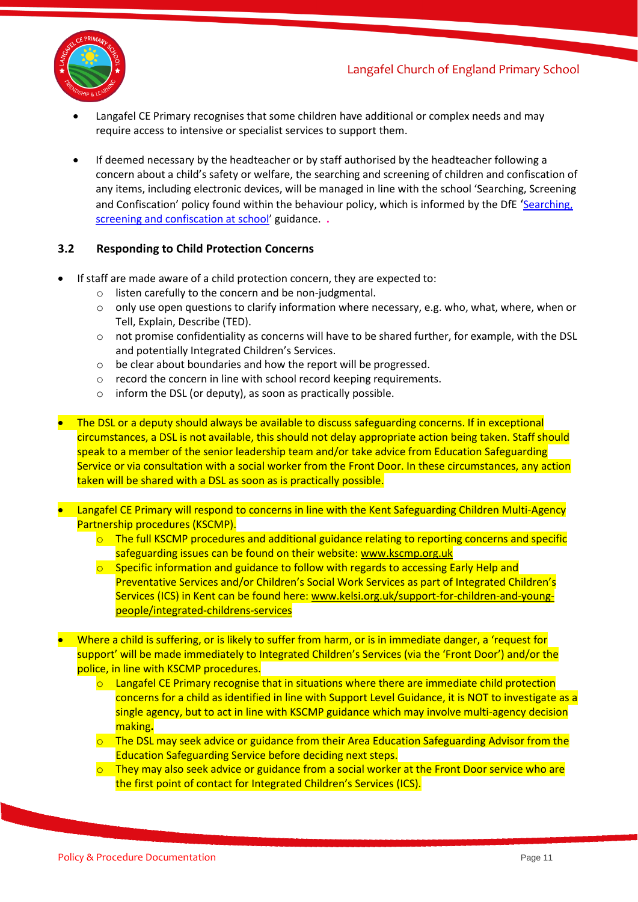- Langafel CE Primary recognises that some children have additional or complex needs and may require access to intensive or specialist services to support them.

- If deemed necessary by the headteacher or by staff authorised by the headteacher following a concern about a child's safety or welfare, the searching and screening of children and confiscation of any items, including electronic devices, will be managed in line with the school 'Searching, Screening and Confiscation' policy found within the behaviour policy, which is informed by the DfE '[Searching, screening and confiscation at school]' guidance. .

### 3.2 Responding to Child Protection Concerns

- If staff are made aware of a child protection concern, they are expected to:
  - listen carefully to the concern and be non-judgmental.
  - only use open questions to clarify information where necessary, e.g. who, what, where, when or Tell, Explain, Describe (TED).
  - not promise confidentiality as concerns will have to be shared further, for example, with the DSL and potentially Integrated Children's Services.
  - be clear about boundaries and how the report will be progressed.
  - record the concern in line with school record keeping requirements.
  - inform the DSL (or deputy), as soon as practically possible.

- The DSL or a deputy should always be available to discuss safeguarding concerns. If in exceptional circumstances, a DSL is not available, this should not delay appropriate action being taken. Staff should speak to a member of the senior leadership team and/or take advice from Education Safeguarding Service or via consultation with a social worker from the Front Door. In these circumstances, any action taken will be shared with a DSL as soon as is practically possible.

- Langafel CE Primary will respond to concerns in line with the Kent Safeguarding Children Multi-Agency Partnership procedures (KSCMP).
  - The full KSCMP procedures and additional guidance relating to reporting concerns and specific safeguarding issues can be found on their website: www.kscmp.org.uk
  - Specific information and guidance to follow with regards to accessing Early Help and Preventative Services and/or Children's Social Work Services as part of Integrated Children's Services (ICS) in Kent can be found here: www.kelsi.org.uk/support-for-children-and-young-people/integrated-childrens-services

- Where a child is suffering, or is likely to suffer from harm, or is in immediate danger, a 'request for support' will be made immediately to Integrated Children's Services (via the 'Front Door') and/or the police, in line with KSCMP procedures.
  - Langafel CE Primary recognise that in situations where there are immediate child protection concerns for a child as identified in line with Support Level Guidance, it is NOT to investigate as a single agency, but to act in line with KSCMP guidance which may involve multi-agency decision making.
  - The DSL may seek advice or guidance from their Area Education Safeguarding Advisor from the Education Safeguarding Service before deciding next steps.
  - They may also seek advice or guidance from a social worker at the Front Door service who are the first point of contact for Integrated Children's Services (ICS).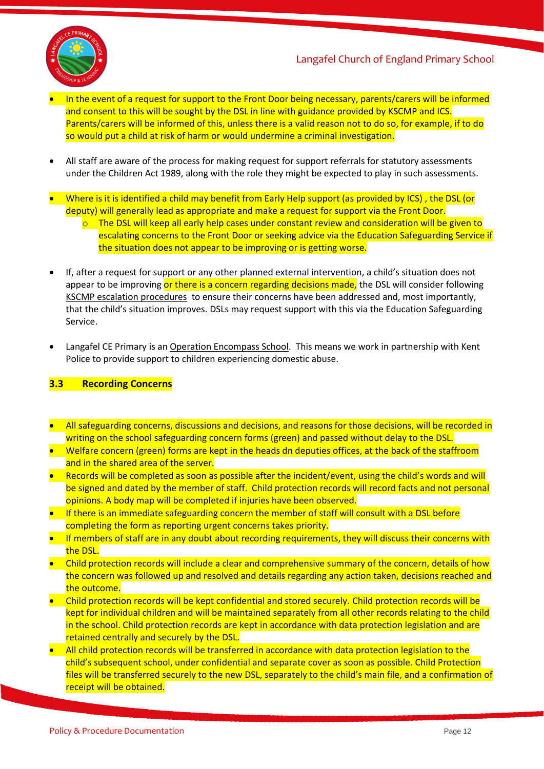- In the event of a request for support to the Front Door being necessary, parents/carers will be informed and consent to this will be sought by the DSL in line with guidance provided by KSCMP and ICS. Parents/carers will be informed of this, unless there is a valid reason not to do so, for example, if to do so would put a child at risk of harm or would undermine a criminal investigation.

- All staff are aware of the process for making request for support referrals for statutory assessments under the Children Act 1989, along with the role they might be expected to play in such assessments.

- Where is it is identified a child may benefit from Early Help support (as provided by ICS) , the DSL (or deputy) will generally lead as appropriate and make a request for support via the Front Door.
  - The DSL will keep all early help cases under constant review and consideration will be given to escalating concerns to the Front Door or seeking advice via the Education Safeguarding Service if the situation does not appear to be improving or is getting worse.

- If, after a request for support or any other planned external intervention, a child's situation does not appear to be improving or there is a concern regarding decisions made, the DSL will consider following KSCMP escalation procedures to ensure their concerns have been addressed and, most importantly, that the child's situation improves. DSLs may request support with this via the Education Safeguarding Service.

- Langafel CE Primary is an Operation Encompass School. This means we work in partnership with Kent Police to provide support to children experiencing domestic abuse.

### 3.3 Recording Concerns

- All safeguarding concerns, discussions and decisions, and reasons for those decisions, will be recorded in writing on the school safeguarding concern forms (green) and passed without delay to the DSL.
- Welfare concern (green) forms are kept in the heads dn deputies offices, at the back of the staffroom and in the shared area of the server.
- Records will be completed as soon as possible after the incident/event, using the child's words and will be signed and dated by the member of staff. Child protection records will record facts and not personal opinions. A body map will be completed if injuries have been observed.
- If there is an immediate safeguarding concern the member of staff will consult with a DSL before completing the form as reporting urgent concerns takes priority.
- If members of staff are in any doubt about recording requirements, they will discuss their concerns with the DSL.
- Child protection records will include a clear and comprehensive summary of the concern, details of how the concern was followed up and resolved and details regarding any action taken, decisions reached and the outcome.
- Child protection records will be kept confidential and stored securely. Child protection records will be kept for individual children and will be maintained separately from all other records relating to the child in the school. Child protection records are kept in accordance with data protection legislation and are retained centrally and securely by the DSL.
- All child protection records will be transferred in accordance with data protection legislation to the child's subsequent school, under confidential and separate cover as soon as possible. Child Protection files will be transferred securely to the new DSL, separately to the child's main file, and a confirmation of receipt will be obtained.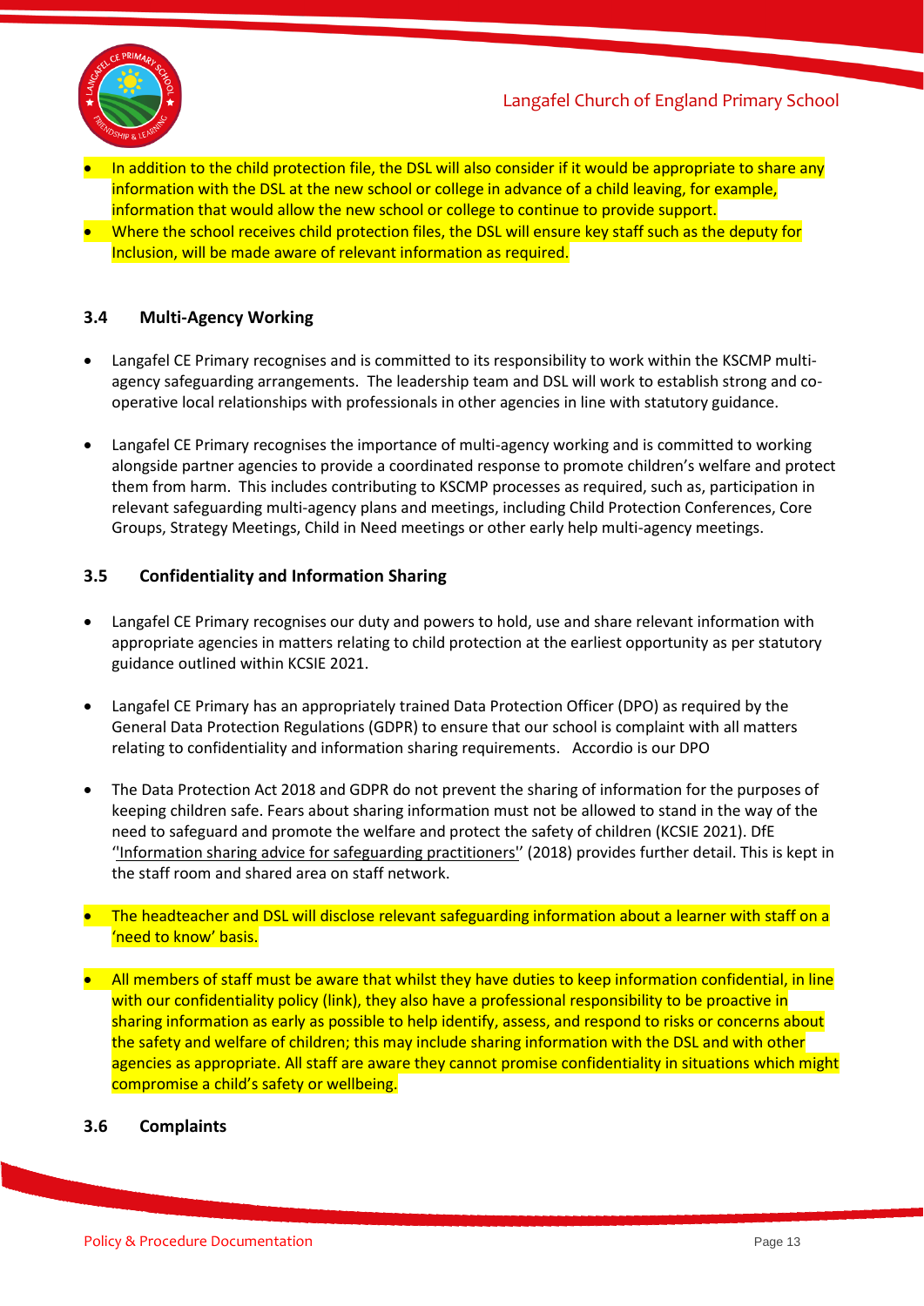- In addition to the child protection file, the DSL will also consider if it would be appropriate to share any information with the DSL at the new school or college in advance of a child leaving, for example, information that would allow the new school or college to continue to provide support.
- Where the school receives child protection files, the DSL will ensure key staff such as the deputy for Inclusion, will be made aware of relevant information as required.

### 3.4 Multi-Agency Working

- Langafel CE Primary recognises and is committed to its responsibility to work within the KSCMP multi-agency safeguarding arrangements. The leadership team and DSL will work to establish strong and co-operative local relationships with professionals in other agencies in line with statutory guidance.

- Langafel CE Primary recognises the importance of multi-agency working and is committed to working alongside partner agencies to provide a coordinated response to promote children's welfare and protect them from harm. This includes contributing to KSCMP processes as required, such as, participation in relevant safeguarding multi-agency plans and meetings, including Child Protection Conferences, Core Groups, Strategy Meetings, Child in Need meetings or other early help multi-agency meetings.

### 3.5 Confidentiality and Information Sharing

- Langafel CE Primary recognises our duty and powers to hold, use and share relevant information with appropriate agencies in matters relating to child protection at the earliest opportunity as per statutory guidance outlined within KCSIE 2021.

- Langafel CE Primary has an appropriately trained Data Protection Officer (DPO) as required by the General Data Protection Regulations (GDPR) to ensure that our school is complaint with all matters relating to confidentiality and information sharing requirements. Accordio is our DPO

- The Data Protection Act 2018 and GDPR do not prevent the sharing of information for the purposes of keeping children safe. Fears about sharing information must not be allowed to stand in the way of the need to safeguard and promote the welfare and protect the safety of children (KCSIE 2021). DfE ''Information sharing advice for safeguarding practitioners'' (2018) provides further detail. This is kept in the staff room and shared area on staff network.

- The headteacher and DSL will disclose relevant safeguarding information about a learner with staff on a 'need to know' basis.

- All members of staff must be aware that whilst they have duties to keep information confidential, in line with our confidentiality policy (link), they also have a professional responsibility to be proactive in sharing information as early as possible to help identify, assess, and respond to risks or concerns about the safety and welfare of children; this may include sharing information with the DSL and with other agencies as appropriate. All staff are aware they cannot promise confidentiality in situations which might compromise a child's safety or wellbeing.

### 3.6 Complaints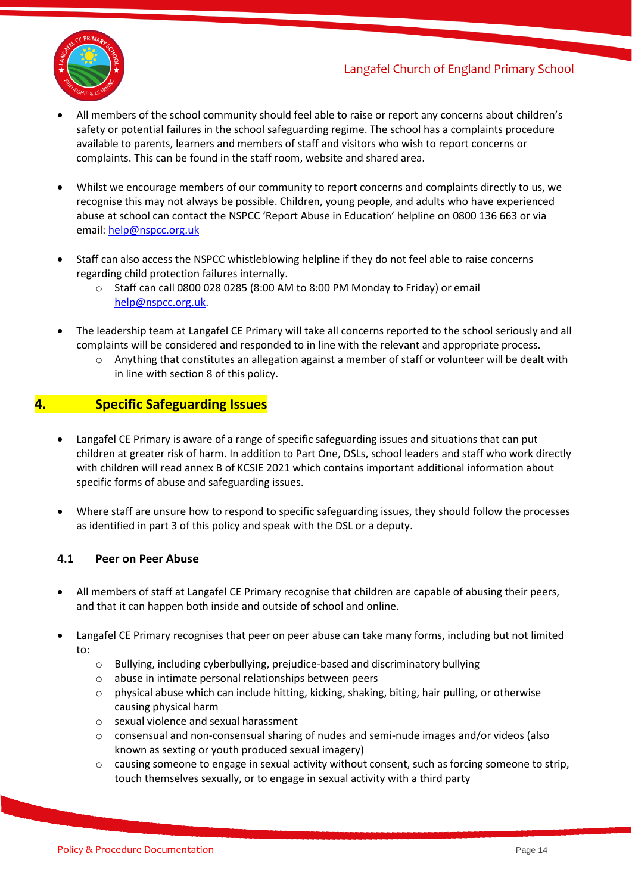- All members of the school community should feel able to raise or report any concerns about children's safety or potential failures in the school safeguarding regime. The school has a complaints procedure available to parents, learners and members of staff and visitors who wish to report concerns or complaints. This can be found in the staff room, website and shared area.

- Whilst we encourage members of our community to report concerns and complaints directly to us, we recognise this may not always be possible. Children, young people, and adults who have experienced abuse at school can contact the NSPCC 'Report Abuse in Education' helpline on 0800 136 663 or via email: help@nspcc.org.uk

- Staff can also access the NSPCC whistleblowing helpline if they do not feel able to raise concerns regarding child protection failures internally.
  - Staff can call 0800 028 0285 (8:00 AM to 8:00 PM Monday to Friday) or email help@nspcc.org.uk.

- The leadership team at Langafel CE Primary will take all concerns reported to the school seriously and all complaints will be considered and responded to in line with the relevant and appropriate process.
  - Anything that constitutes an allegation against a member of staff or volunteer will be dealt with in line with section 8 of this policy.

## 4. Specific Safeguarding Issues

- Langafel CE Primary is aware of a range of specific safeguarding issues and situations that can put children at greater risk of harm. In addition to Part One, DSLs, school leaders and staff who work directly with children will read annex B of KCSIE 2021 which contains important additional information about specific forms of abuse and safeguarding issues.

- Where staff are unsure how to respond to specific safeguarding issues, they should follow the processes as identified in part 3 of this policy and speak with the DSL or a deputy.

### 4.1 Peer on Peer Abuse

- All members of staff at Langafel CE Primary recognise that children are capable of abusing their peers, and that it can happen both inside and outside of school and online.

- Langafel CE Primary recognises that peer on peer abuse can take many forms, including but not limited to:
  - Bullying, including cyberbullying, prejudice-based and discriminatory bullying
  - abuse in intimate personal relationships between peers
  - physical abuse which can include hitting, kicking, shaking, biting, hair pulling, or otherwise causing physical harm
  - sexual violence and sexual harassment
  - consensual and non-consensual sharing of nudes and semi-nude images and/or videos (also known as sexting or youth produced sexual imagery)
  - causing someone to engage in sexual activity without consent, such as forcing someone to strip, touch themselves sexually, or to engage in sexual activity with a third party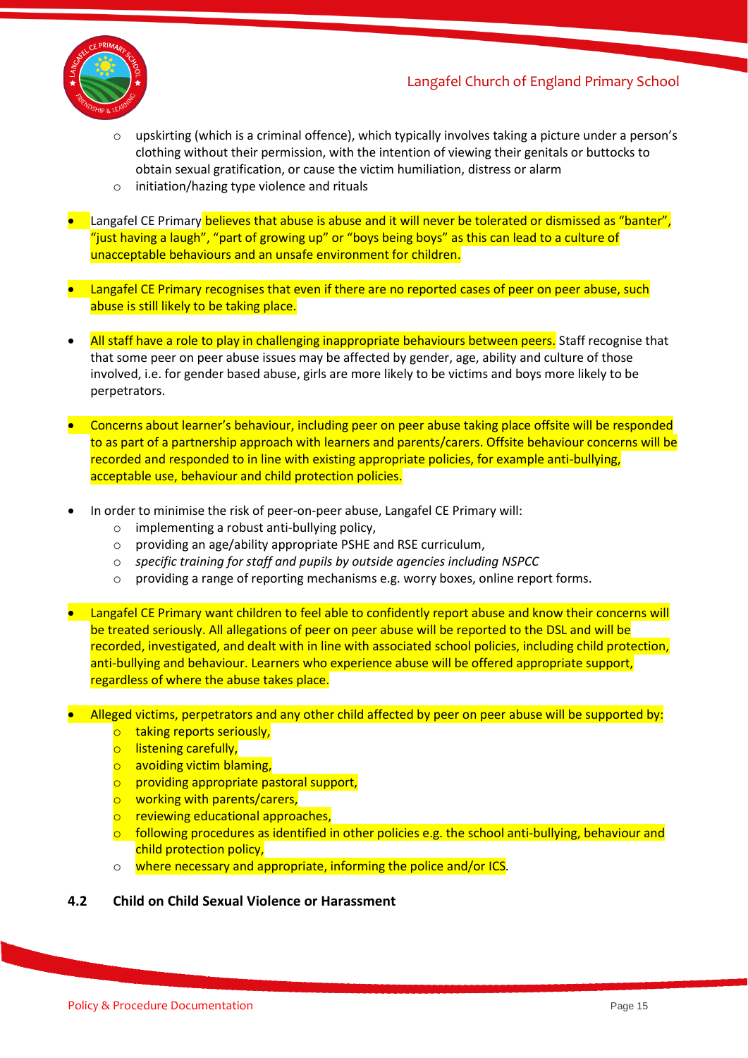- upskirting (which is a criminal offence), which typically involves taking a picture under a person's clothing without their permission, with the intention of viewing their genitals or buttocks to obtain sexual gratification, or cause the victim humiliation, distress or alarm
    - initiation/hazing type violence and rituals

- Langafel CE Primary believes that abuse is abuse and it will never be tolerated or dismissed as "banter", "just having a laugh", "part of growing up" or "boys being boys" as this can lead to a culture of unacceptable behaviours and an unsafe environment for children.

- Langafel CE Primary recognises that even if there are no reported cases of peer on peer abuse, such abuse is still likely to be taking place.

- All staff have a role to play in challenging inappropriate behaviours between peers. Staff recognise that that some peer on peer abuse issues may be affected by gender, age, ability and culture of those involved, i.e. for gender based abuse, girls are more likely to be victims and boys more likely to be perpetrators.

- Concerns about learner's behaviour, including peer on peer abuse taking place offsite will be responded to as part of a partnership approach with learners and parents/carers. Offsite behaviour concerns will be recorded and responded to in line with existing appropriate policies, for example anti-bullying, acceptable use, behaviour and child protection policies.

- In order to minimise the risk of peer-on-peer abuse, Langafel CE Primary will:
    - implementing a robust anti-bullying policy,
    - providing an age/ability appropriate PSHE and RSE curriculum,
    - *specific training for staff and pupils by outside agencies including NSPCC*
    - providing a range of reporting mechanisms e.g. worry boxes, online report forms.

- Langafel CE Primary want children to feel able to confidently report abuse and know their concerns will be treated seriously. All allegations of peer on peer abuse will be reported to the DSL and will be recorded, investigated, and dealt with in line with associated school policies, including child protection, anti-bullying and behaviour. Learners who experience abuse will be offered appropriate support, regardless of where the abuse takes place.

- Alleged victims, perpetrators and any other child affected by peer on peer abuse will be supported by:
    - taking reports seriously,
    - listening carefully,
    - avoiding victim blaming,
    - providing appropriate pastoral support,
    - working with parents/carers,
    - reviewing educational approaches,
    - following procedures as identified in other policies e.g. the school anti-bullying, behaviour and child protection policy,
    - where necessary and appropriate, informing the police and/or ICS.

### 4.2 Child on Child Sexual Violence or Harassment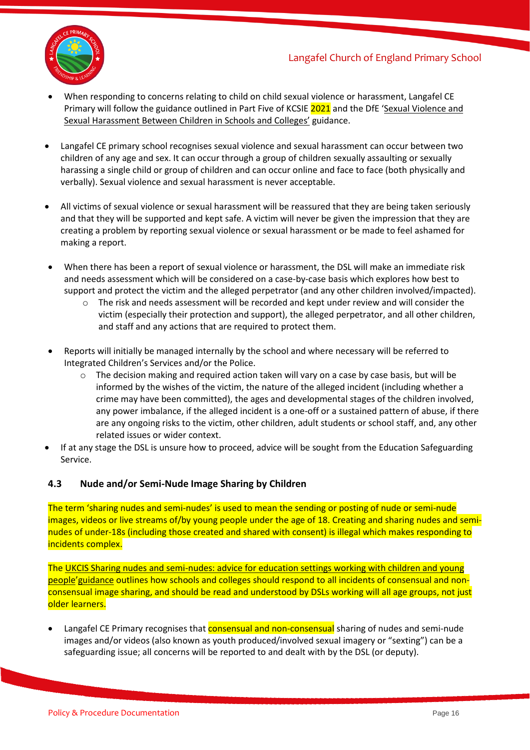- When responding to concerns relating to child on child sexual violence or harassment, Langafel CE Primary will follow the guidance outlined in Part Five of KCSIE 2021 and the DfE 'Sexual Violence and Sexual Harassment Between Children in Schools and Colleges' guidance.

- Langafel CE primary school recognises sexual violence and sexual harassment can occur between two children of any age and sex. It can occur through a group of children sexually assaulting or sexually harassing a single child or group of children and can occur online and face to face (both physically and verbally). Sexual violence and sexual harassment is never acceptable.

- All victims of sexual violence or sexual harassment will be reassured that they are being taken seriously and that they will be supported and kept safe. A victim will never be given the impression that they are creating a problem by reporting sexual violence or sexual harassment or be made to feel ashamed for making a report.

- When there has been a report of sexual violence or harassment, the DSL will make an immediate risk and needs assessment which will be considered on a case-by-case basis which explores how best to support and protect the victim and the alleged perpetrator (and any other children involved/impacted).
  - The risk and needs assessment will be recorded and kept under review and will consider the victim (especially their protection and support), the alleged perpetrator, and all other children, and staff and any actions that are required to protect them.

- Reports will initially be managed internally by the school and where necessary will be referred to Integrated Children's Services and/or the Police.
  - The decision making and required action taken will vary on a case by case basis, but will be informed by the wishes of the victim, the nature of the alleged incident (including whether a crime may have been committed), the ages and developmental stages of the children involved, any power imbalance, if the alleged incident is a one-off or a sustained pattern of abuse, if there are any ongoing risks to the victim, other children, adult students or school staff, and, any other related issues or wider context.
- If at any stage the DSL is unsure how to proceed, advice will be sought from the Education Safeguarding Service.

### 4.3 Nude and/or Semi-Nude Image Sharing by Children

The term 'sharing nudes and semi-nudes' is used to mean the sending or posting of nude or semi-nude images, videos or live streams of/by young people under the age of 18. Creating and sharing nudes and semi-nudes of under-18s (including those created and shared with consent) is illegal which makes responding to incidents complex.

The UKCIS Sharing nudes and semi-nudes: advice for education settings working with children and young people' guidance outlines how schools and colleges should respond to all incidents of consensual and non-consensual image sharing, and should be read and understood by DSLs working will all age groups, not just older learners.

- Langafel CE Primary recognises that consensual and non-consensual sharing of nudes and semi-nude images and/or videos (also known as youth produced/involved sexual imagery or "sexting") can be a safeguarding issue; all concerns will be reported to and dealt with by the DSL (or deputy).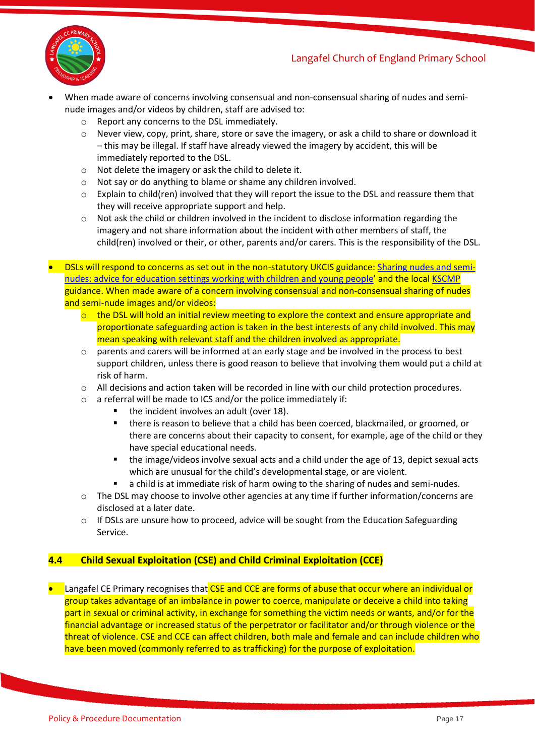- When made aware of concerns involving consensual and non-consensual sharing of nudes and semi-nude images and/or videos by children, staff are advised to:
    - Report any concerns to the DSL immediately.
    - Never view, copy, print, share, store or save the imagery, or ask a child to share or download it – this may be illegal. If staff have already viewed the imagery by accident, this will be immediately reported to the DSL.
    - Not delete the imagery or ask the child to delete it.
    - Not say or do anything to blame or shame any children involved.
    - Explain to child(ren) involved that they will report the issue to the DSL and reassure them that they will receive appropriate support and help.
    - Not ask the child or children involved in the incident to disclose information regarding the imagery and not share information about the incident with other members of staff, the child(ren) involved or their, or other, parents and/or carers. This is the responsibility of the DSL.

- DSLs will respond to concerns as set out in the non-statutory UKCIS guidance: [Sharing nudes and semi-nudes: advice for education settings working with children and young people](#)' and the local [KSCMP](#) guidance. When made aware of a concern involving consensual and non-consensual sharing of nudes and semi-nude images and/or videos:
    - the DSL will hold an initial review meeting to explore the context and ensure appropriate and proportionate safeguarding action is taken in the best interests of any child involved. This may mean speaking with relevant staff and the children involved as appropriate.
    - parents and carers will be informed at an early stage and be involved in the process to best support children, unless there is good reason to believe that involving them would put a child at risk of harm.
    - All decisions and action taken will be recorded in line with our child protection procedures.
    - a referral will be made to ICS and/or the police immediately if:
        - the incident involves an adult (over 18).
        - there is reason to believe that a child has been coerced, blackmailed, or groomed, or there are concerns about their capacity to consent, for example, age of the child or they have special educational needs.
        - the image/videos involve sexual acts and a child under the age of 13, depict sexual acts which are unusual for the child's developmental stage, or are violent.
        - a child is at immediate risk of harm owing to the sharing of nudes and semi-nudes.
    - The DSL may choose to involve other agencies at any time if further information/concerns are disclosed at a later date.
    - If DSLs are unsure how to proceed, advice will be sought from the Education Safeguarding Service.

### 4.4 Child Sexual Exploitation (CSE) and Child Criminal Exploitation (CCE)

- Langafel CE Primary recognises that CSE and CCE are forms of abuse that occur where an individual or group takes advantage of an imbalance in power to coerce, manipulate or deceive a child into taking part in sexual or criminal activity, in exchange for something the victim needs or wants, and/or for the financial advantage or increased status of the perpetrator or facilitator and/or through violence or the threat of violence. CSE and CCE can affect children, both male and female and can include children who have been moved (commonly referred to as trafficking) for the purpose of exploitation.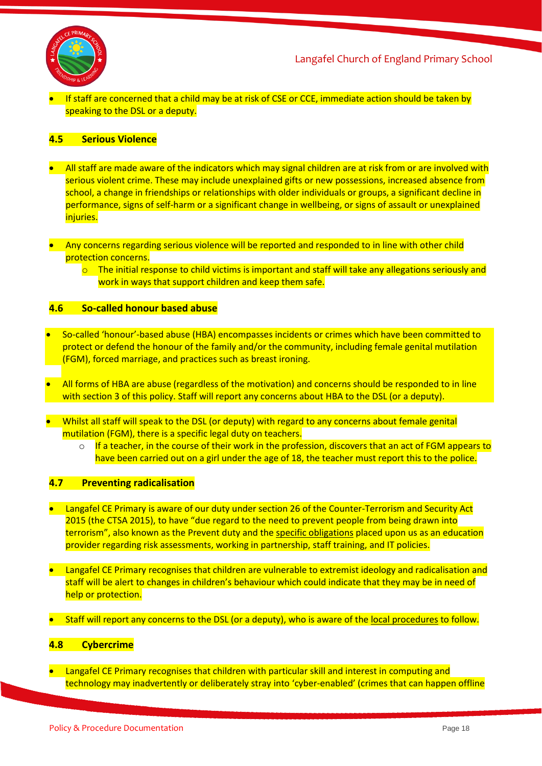- If staff are concerned that a child may be at risk of CSE or CCE, immediate action should be taken by speaking to the DSL or a deputy.

### 4.5 Serious Violence

- All staff are made aware of the indicators which may signal children are at risk from or are involved with serious violent crime. These may include unexplained gifts or new possessions, increased absence from school, a change in friendships or relationships with older individuals or groups, a significant decline in performance, signs of self-harm or a significant change in wellbeing, or signs of assault or unexplained injuries.

- Any concerns regarding serious violence will be reported and responded to in line with other child protection concerns.
  - The initial response to child victims is important and staff will take any allegations seriously and work in ways that support children and keep them safe.

### 4.6 So-called honour based abuse

- So-called 'honour'-based abuse (HBA) encompasses incidents or crimes which have been committed to protect or defend the honour of the family and/or the community, including female genital mutilation (FGM), forced marriage, and practices such as breast ironing.

- All forms of HBA are abuse (regardless of the motivation) and concerns should be responded to in line with section 3 of this policy. Staff will report any concerns about HBA to the DSL (or a deputy).

- Whilst all staff will speak to the DSL (or deputy) with regard to any concerns about female genital mutilation (FGM), there is a specific legal duty on teachers.
  - If a teacher, in the course of their work in the profession, discovers that an act of FGM appears to have been carried out on a girl under the age of 18, the teacher must report this to the police.

### 4.7 Preventing radicalisation

- Langafel CE Primary is aware of our duty under section 26 of the Counter-Terrorism and Security Act 2015 (the CTSA 2015), to have "due regard to the need to prevent people from being drawn into terrorism", also known as the Prevent duty and the specific obligations placed upon us as an education provider regarding risk assessments, working in partnership, staff training, and IT policies.

- Langafel CE Primary recognises that children are vulnerable to extremist ideology and radicalisation and staff will be alert to changes in children's behaviour which could indicate that they may be in need of help or protection.

- Staff will report any concerns to the DSL (or a deputy), who is aware of the local procedures to follow.

### 4.8 Cybercrime

- Langafel CE Primary recognises that children with particular skill and interest in computing and technology may inadvertently or deliberately stray into 'cyber-enabled' (crimes that can happen offline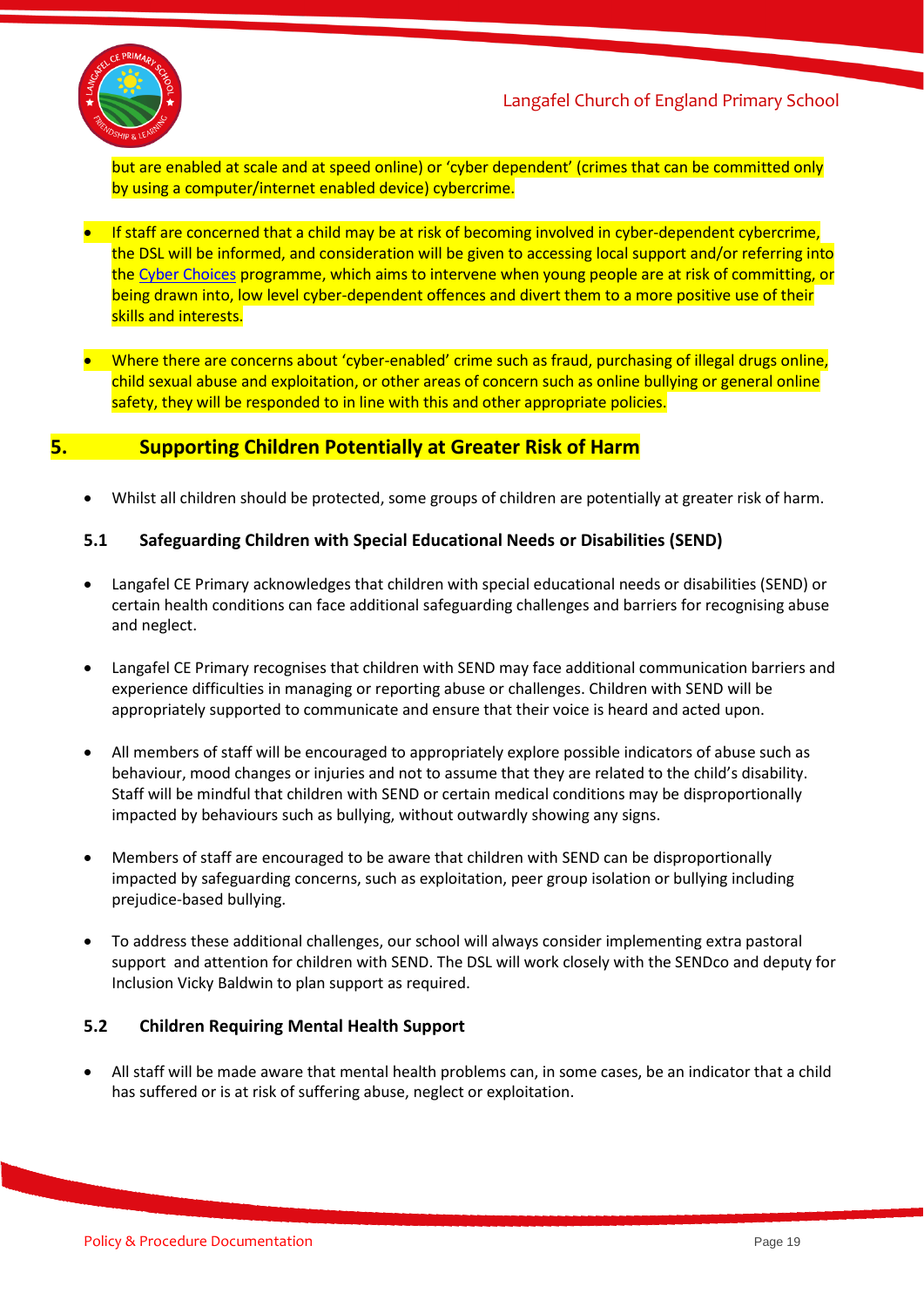but are enabled at scale and at speed online) or 'cyber dependent' (crimes that can be committed only by using a computer/internet enabled device) cybercrime.

- If staff are concerned that a child may be at risk of becoming involved in cyber-dependent cybercrime, the DSL will be informed, and consideration will be given to accessing local support and/or referring into the Cyber Choices programme, which aims to intervene when young people are at risk of committing, or being drawn into, low level cyber-dependent offences and divert them to a more positive use of their skills and interests.

- Where there are concerns about 'cyber-enabled' crime such as fraud, purchasing of illegal drugs online, child sexual abuse and exploitation, or other areas of concern such as online bullying or general online safety, they will be responded to in line with this and other appropriate policies.

## 5. Supporting Children Potentially at Greater Risk of Harm

- Whilst all children should be protected, some groups of children are potentially at greater risk of harm.

### 5.1 Safeguarding Children with Special Educational Needs or Disabilities (SEND)

- Langafel CE Primary acknowledges that children with special educational needs or disabilities (SEND) or certain health conditions can face additional safeguarding challenges and barriers for recognising abuse and neglect.

- Langafel CE Primary recognises that children with SEND may face additional communication barriers and experience difficulties in managing or reporting abuse or challenges. Children with SEND will be appropriately supported to communicate and ensure that their voice is heard and acted upon.

- All members of staff will be encouraged to appropriately explore possible indicators of abuse such as behaviour, mood changes or injuries and not to assume that they are related to the child's disability. Staff will be mindful that children with SEND or certain medical conditions may be disproportionally impacted by behaviours such as bullying, without outwardly showing any signs.

- Members of staff are encouraged to be aware that children with SEND can be disproportionally impacted by safeguarding concerns, such as exploitation, peer group isolation or bullying including prejudice-based bullying.

- To address these additional challenges, our school will always consider implementing extra pastoral support and attention for children with SEND. The DSL will work closely with the SENDco and deputy for Inclusion Vicky Baldwin to plan support as required.

### 5.2 Children Requiring Mental Health Support

- All staff will be made aware that mental health problems can, in some cases, be an indicator that a child has suffered or is at risk of suffering abuse, neglect or exploitation.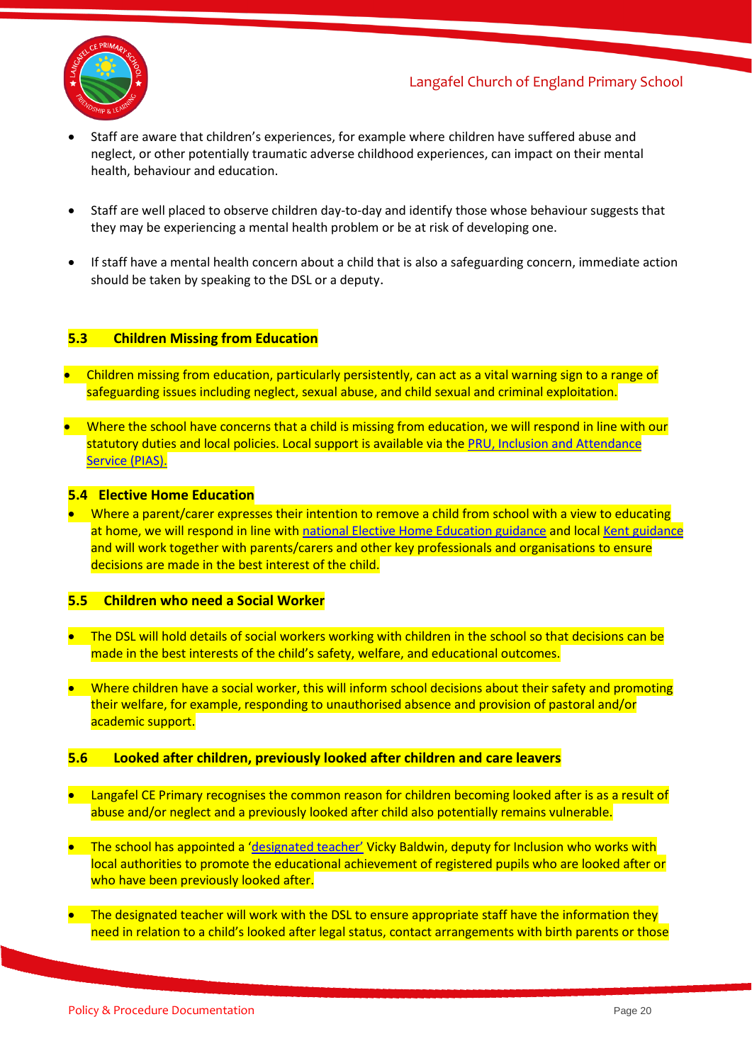- Staff are aware that children's experiences, for example where children have suffered abuse and neglect, or other potentially traumatic adverse childhood experiences, can impact on their mental health, behaviour and education.

- Staff are well placed to observe children day-to-day and identify those whose behaviour suggests that they may be experiencing a mental health problem or be at risk of developing one.

- If staff have a mental health concern about a child that is also a safeguarding concern, immediate action should be taken by speaking to the DSL or a deputy.

## 5.3 Children Missing from Education

- Children missing from education, particularly persistently, can act as a vital warning sign to a range of safeguarding issues including neglect, sexual abuse, and child sexual and criminal exploitation.

- Where the school have concerns that a child is missing from education, we will respond in line with our statutory duties and local policies. Local support is available via the PRU, Inclusion and Attendance Service (PIAS).

## 5.4 Elective Home Education

- Where a parent/carer expresses their intention to remove a child from school with a view to educating at home, we will respond in line with national Elective Home Education guidance and local Kent guidance and will work together with parents/carers and other key professionals and organisations to ensure decisions are made in the best interest of the child.

## 5.5 Children who need a Social Worker

- The DSL will hold details of social workers working with children in the school so that decisions can be made in the best interests of the child's safety, welfare, and educational outcomes.

- Where children have a social worker, this will inform school decisions about their safety and promoting their welfare, for example, responding to unauthorised absence and provision of pastoral and/or academic support.

## 5.6 Looked after children, previously looked after children and care leavers

- Langafel CE Primary recognises the common reason for children becoming looked after is as a result of abuse and/or neglect and a previously looked after child also potentially remains vulnerable.

- The school has appointed a 'designated teacher' Vicky Baldwin, deputy for Inclusion who works with local authorities to promote the educational achievement of registered pupils who are looked after or who have been previously looked after.

- The designated teacher will work with the DSL to ensure appropriate staff have the information they need in relation to a child's looked after legal status, contact arrangements with birth parents or those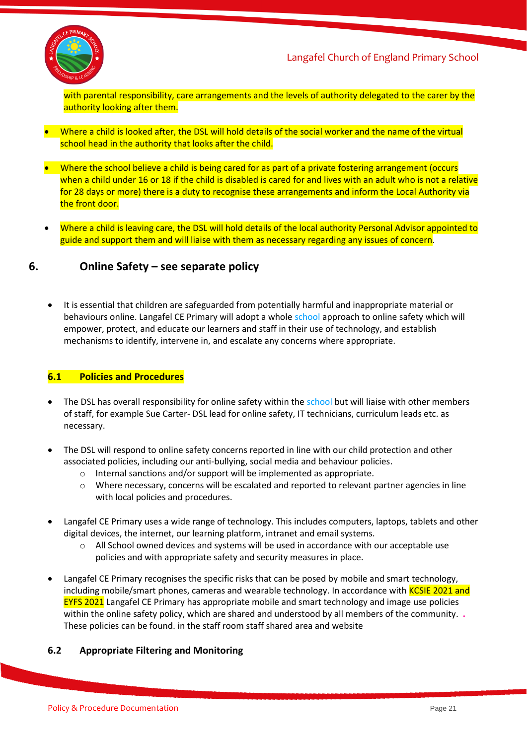with parental responsibility, care arrangements and the levels of authority delegated to the carer by the authority looking after them.

- Where a child is looked after, the DSL will hold details of the social worker and the name of the virtual school head in the authority that looks after the child.

- Where the school believe a child is being cared for as part of a private fostering arrangement (occurs when a child under 16 or 18 if the child is disabled is cared for and lives with an adult who is not a relative for 28 days or more) there is a duty to recognise these arrangements and inform the Local Authority via the front door.

- Where a child is leaving care, the DSL will hold details of the local authority Personal Advisor appointed to guide and support them and will liaise with them as necessary regarding any issues of concern.

## 6. Online Safety – see separate policy

- It is essential that children are safeguarded from potentially harmful and inappropriate material or behaviours online. Langafel CE Primary will adopt a whole school approach to online safety which will empower, protect, and educate our learners and staff in their use of technology, and establish mechanisms to identify, intervene in, and escalate any concerns where appropriate.

### 6.1 Policies and Procedures

- The DSL has overall responsibility for online safety within the school but will liaise with other members of staff, for example Sue Carter- DSL lead for online safety, IT technicians, curriculum leads etc. as necessary.

- The DSL will respond to online safety concerns reported in line with our child protection and other associated policies, including our anti-bullying, social media and behaviour policies.
  - Internal sanctions and/or support will be implemented as appropriate.
  - Where necessary, concerns will be escalated and reported to relevant partner agencies in line with local policies and procedures.

- Langafel CE Primary uses a wide range of technology. This includes computers, laptops, tablets and other digital devices, the internet, our learning platform, intranet and email systems.
  - All School owned devices and systems will be used in accordance with our acceptable use policies and with appropriate safety and security measures in place.

- Langafel CE Primary recognises the specific risks that can be posed by mobile and smart technology, including mobile/smart phones, cameras and wearable technology. In accordance with KCSIE 2021 and EYFS 2021 Langafel CE Primary has appropriate mobile and smart technology and image use policies within the online safety policy, which are shared and understood by all members of the community. . These policies can be found. in the staff room staff shared area and website

### 6.2 Appropriate Filtering and Monitoring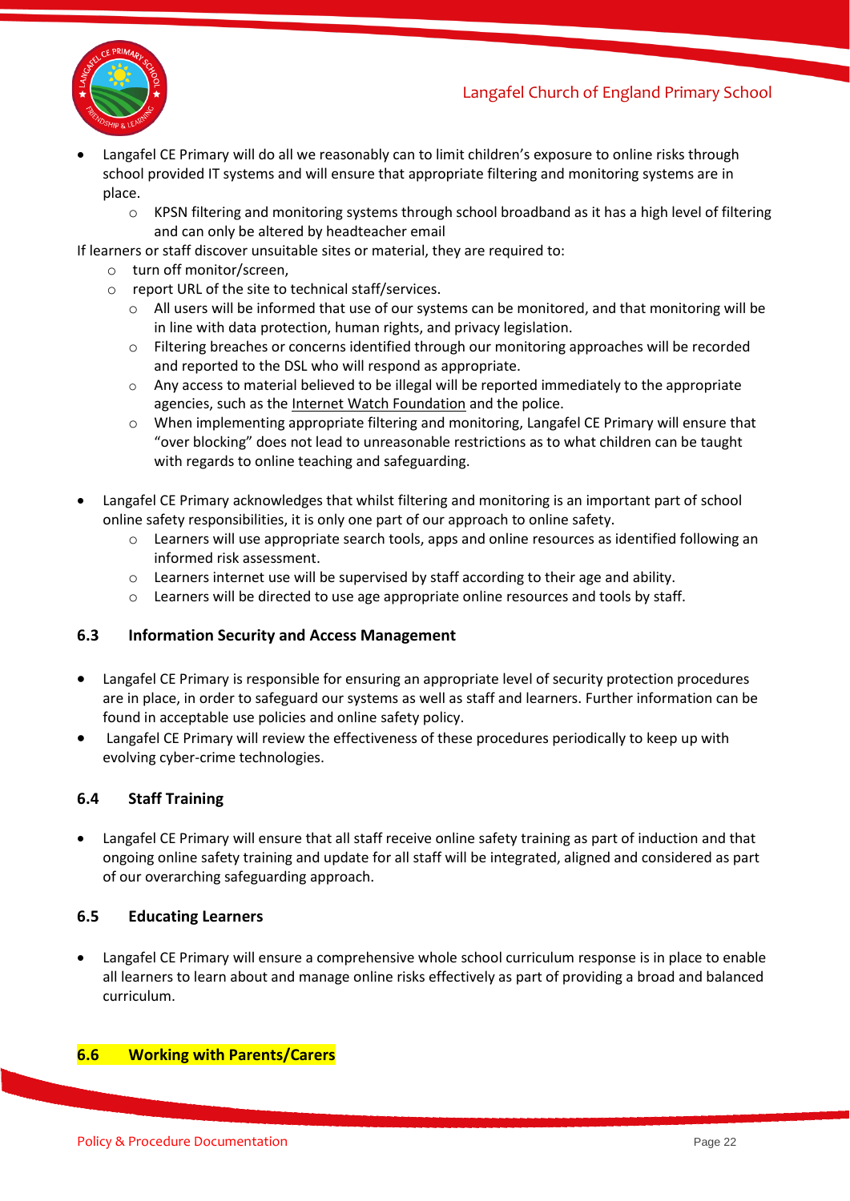- Langafel CE Primary will do all we reasonably can to limit children's exposure to online risks through school provided IT systems and will ensure that appropriate filtering and monitoring systems are in place.
    - KPSN filtering and monitoring systems through school broadband as it has a high level of filtering and can only be altered by headteacher email

If learners or staff discover unsuitable sites or material, they are required to:

- turn off monitor/screen,
- report URL of the site to technical staff/services.
    - All users will be informed that use of our systems can be monitored, and that monitoring will be in line with data protection, human rights, and privacy legislation.
    - Filtering breaches or concerns identified through our monitoring approaches will be recorded and reported to the DSL who will respond as appropriate.
    - Any access to material believed to be illegal will be reported immediately to the appropriate agencies, such as the Internet Watch Foundation and the police.
    - When implementing appropriate filtering and monitoring, Langafel CE Primary will ensure that "over blocking" does not lead to unreasonable restrictions as to what children can be taught with regards to online teaching and safeguarding.

- Langafel CE Primary acknowledges that whilst filtering and monitoring is an important part of school online safety responsibilities, it is only one part of our approach to online safety.
    - Learners will use appropriate search tools, apps and online resources as identified following an informed risk assessment.
    - Learners internet use will be supervised by staff according to their age and ability.
    - Learners will be directed to use age appropriate online resources and tools by staff.

### 6.3 Information Security and Access Management

- Langafel CE Primary is responsible for ensuring an appropriate level of security protection procedures are in place, in order to safeguard our systems as well as staff and learners. Further information can be found in acceptable use policies and online safety policy.
- Langafel CE Primary will review the effectiveness of these procedures periodically to keep up with evolving cyber-crime technologies.

### 6.4 Staff Training

- Langafel CE Primary will ensure that all staff receive online safety training as part of induction and that ongoing online safety training and update for all staff will be integrated, aligned and considered as part of our overarching safeguarding approach.

### 6.5 Educating Learners

- Langafel CE Primary will ensure a comprehensive whole school curriculum response is in place to enable all learners to learn about and manage online risks effectively as part of providing a broad and balanced curriculum.

### 6.6 Working with Parents/Carers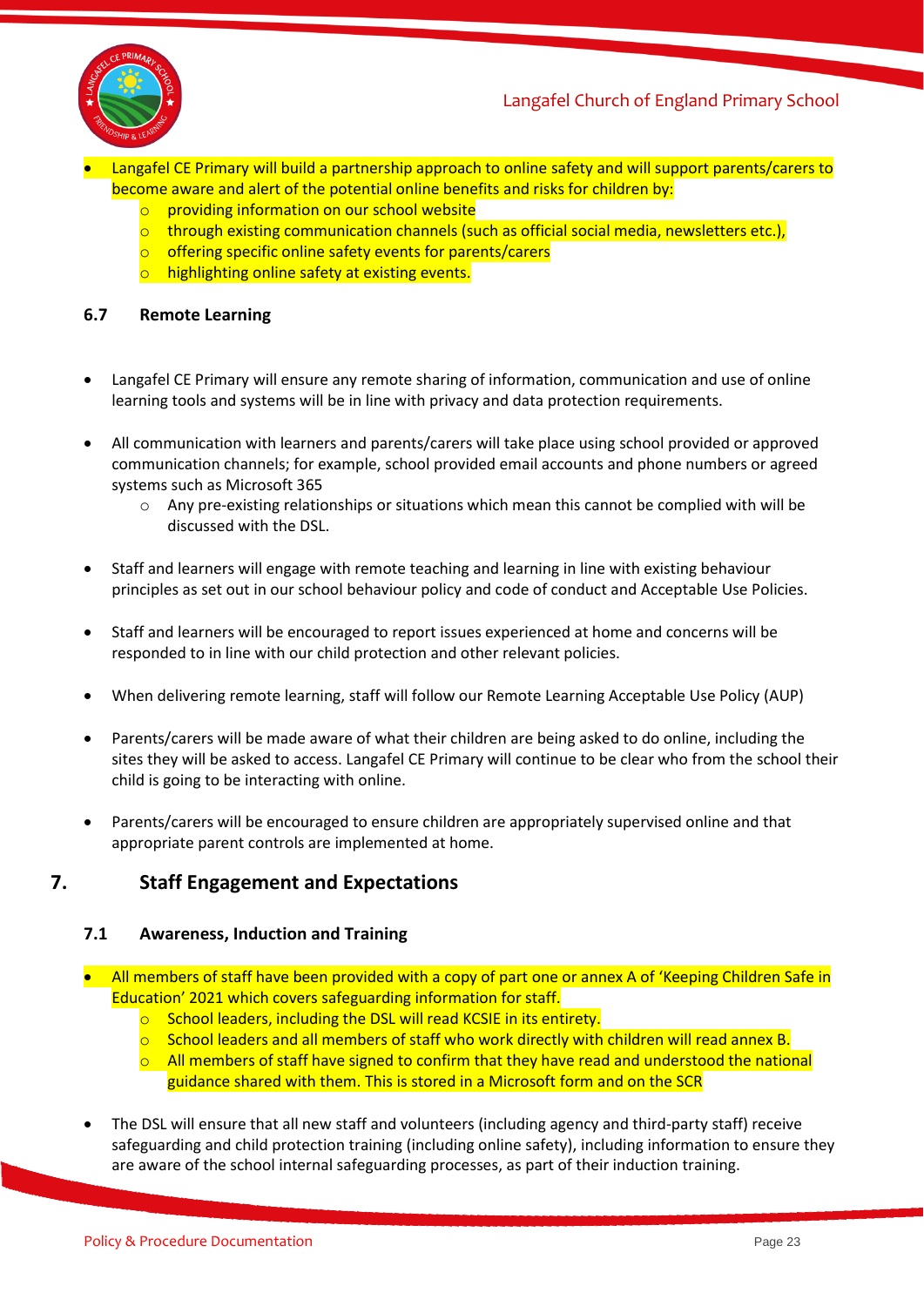- Langafel CE Primary will build a partnership approach to online safety and will support parents/carers to become aware and alert of the potential online benefits and risks for children by:
  - providing information on our school website
  - through existing communication channels (such as official social media, newsletters etc.),
  - offering specific online safety events for parents/carers
  - highlighting online safety at existing events.

### 6.7 Remote Learning

- Langafel CE Primary will ensure any remote sharing of information, communication and use of online learning tools and systems will be in line with privacy and data protection requirements.

- All communication with learners and parents/carers will take place using school provided or approved communication channels; for example, school provided email accounts and phone numbers or agreed systems such as Microsoft 365
  - Any pre-existing relationships or situations which mean this cannot be complied with will be discussed with the DSL.

- Staff and learners will engage with remote teaching and learning in line with existing behaviour principles as set out in our school behaviour policy and code of conduct and Acceptable Use Policies.

- Staff and learners will be encouraged to report issues experienced at home and concerns will be responded to in line with our child protection and other relevant policies.

- When delivering remote learning, staff will follow our Remote Learning Acceptable Use Policy (AUP)

- Parents/carers will be made aware of what their children are being asked to do online, including the sites they will be asked to access. Langafel CE Primary will continue to be clear who from the school their child is going to be interacting with online.

- Parents/carers will be encouraged to ensure children are appropriately supervised online and that appropriate parent controls are implemented at home.

## 7. Staff Engagement and Expectations

### 7.1 Awareness, Induction and Training

- All members of staff have been provided with a copy of part one or annex A of 'Keeping Children Safe in Education' 2021 which covers safeguarding information for staff.
  - School leaders, including the DSL will read KCSIE in its entirety.
  - School leaders and all members of staff who work directly with children will read annex B.
  - All members of staff have signed to confirm that they have read and understood the national guidance shared with them. This is stored in a Microsoft form and on the SCR

- The DSL will ensure that all new staff and volunteers (including agency and third-party staff) receive safeguarding and child protection training (including online safety), including information to ensure they are aware of the school internal safeguarding processes, as part of their induction training.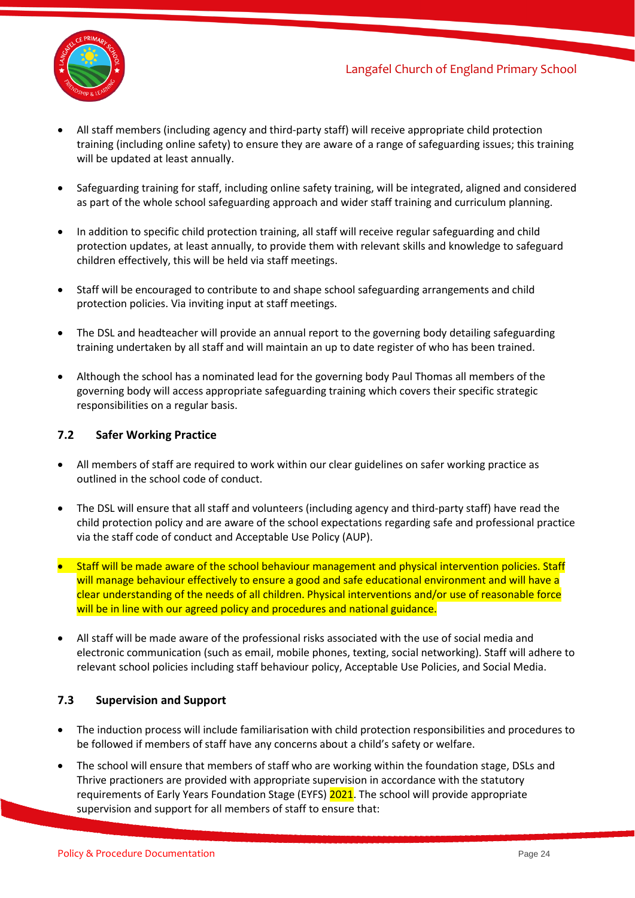- All staff members (including agency and third-party staff) will receive appropriate child protection training (including online safety) to ensure they are aware of a range of safeguarding issues; this training will be updated at least annually.

- Safeguarding training for staff, including online safety training, will be integrated, aligned and considered as part of the whole school safeguarding approach and wider staff training and curriculum planning.

- In addition to specific child protection training, all staff will receive regular safeguarding and child protection updates, at least annually, to provide them with relevant skills and knowledge to safeguard children effectively, this will be held via staff meetings.

- Staff will be encouraged to contribute to and shape school safeguarding arrangements and child protection policies. Via inviting input at staff meetings.

- The DSL and headteacher will provide an annual report to the governing body detailing safeguarding training undertaken by all staff and will maintain an up to date register of who has been trained.

- Although the school has a nominated lead for the governing body Paul Thomas all members of the governing body will access appropriate safeguarding training which covers their specific strategic responsibilities on a regular basis.

### 7.2 Safer Working Practice

- All members of staff are required to work within our clear guidelines on safer working practice as outlined in the school code of conduct.

- The DSL will ensure that all staff and volunteers (including agency and third-party staff) have read the child protection policy and are aware of the school expectations regarding safe and professional practice via the staff code of conduct and Acceptable Use Policy (AUP).

- Staff will be made aware of the school behaviour management and physical intervention policies. Staff will manage behaviour effectively to ensure a good and safe educational environment and will have a clear understanding of the needs of all children. Physical interventions and/or use of reasonable force will be in line with our agreed policy and procedures and national guidance.

- All staff will be made aware of the professional risks associated with the use of social media and electronic communication (such as email, mobile phones, texting, social networking). Staff will adhere to relevant school policies including staff behaviour policy, Acceptable Use Policies, and Social Media.

### 7.3 Supervision and Support

- The induction process will include familiarisation with child protection responsibilities and procedures to be followed if members of staff have any concerns about a child's safety or welfare.
- The school will ensure that members of staff who are working within the foundation stage, DSLs and Thrive practioners are provided with appropriate supervision in accordance with the statutory requirements of Early Years Foundation Stage (EYFS) 2021. The school will provide appropriate supervision and support for all members of staff to ensure that: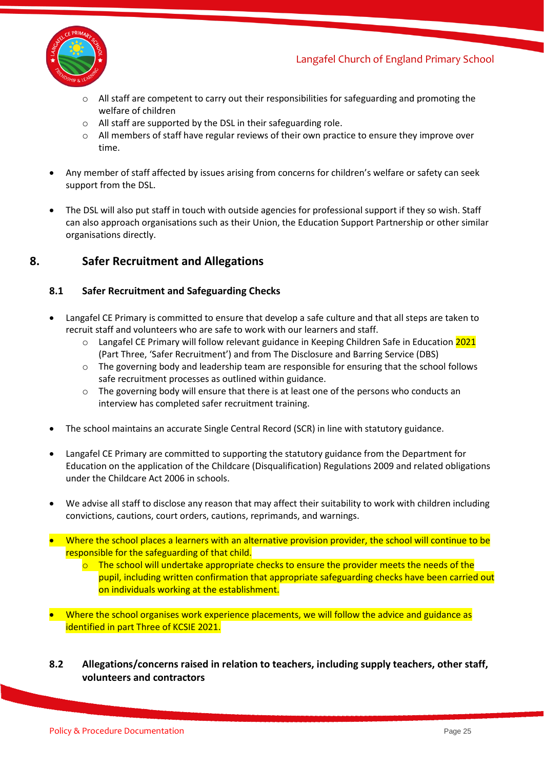- All staff are competent to carry out their responsibilities for safeguarding and promoting the welfare of children
    - All staff are supported by the DSL in their safeguarding role.
    - All members of staff have regular reviews of their own practice to ensure they improve over time.

- Any member of staff affected by issues arising from concerns for children's welfare or safety can seek support from the DSL.

- The DSL will also put staff in touch with outside agencies for professional support if they so wish. Staff can also approach organisations such as their Union, the Education Support Partnership or other similar organisations directly.

## 8. Safer Recruitment and Allegations

### 8.1 Safer Recruitment and Safeguarding Checks

- Langafel CE Primary is committed to ensure that develop a safe culture and that all steps are taken to recruit staff and volunteers who are safe to work with our learners and staff.
    - Langafel CE Primary will follow relevant guidance in Keeping Children Safe in Education 2021 (Part Three, 'Safer Recruitment') and from The Disclosure and Barring Service (DBS)
    - The governing body and leadership team are responsible for ensuring that the school follows safe recruitment processes as outlined within guidance.
    - The governing body will ensure that there is at least one of the persons who conducts an interview has completed safer recruitment training.

- The school maintains an accurate Single Central Record (SCR) in line with statutory guidance.

- Langafel CE Primary are committed to supporting the statutory guidance from the Department for Education on the application of the Childcare (Disqualification) Regulations 2009 and related obligations under the Childcare Act 2006 in schools.

- We advise all staff to disclose any reason that may affect their suitability to work with children including convictions, cautions, court orders, cautions, reprimands, and warnings.

- Where the school places a learners with an alternative provision provider, the school will continue to be responsible for the safeguarding of that child.
    - The school will undertake appropriate checks to ensure the provider meets the needs of the pupil, including written confirmation that appropriate safeguarding checks have been carried out on individuals working at the establishment.

- Where the school organises work experience placements, we will follow the advice and guidance as identified in part Three of KCSIE 2021.

### 8.2 Allegations/concerns raised in relation to teachers, including supply teachers, other staff, volunteers and contractors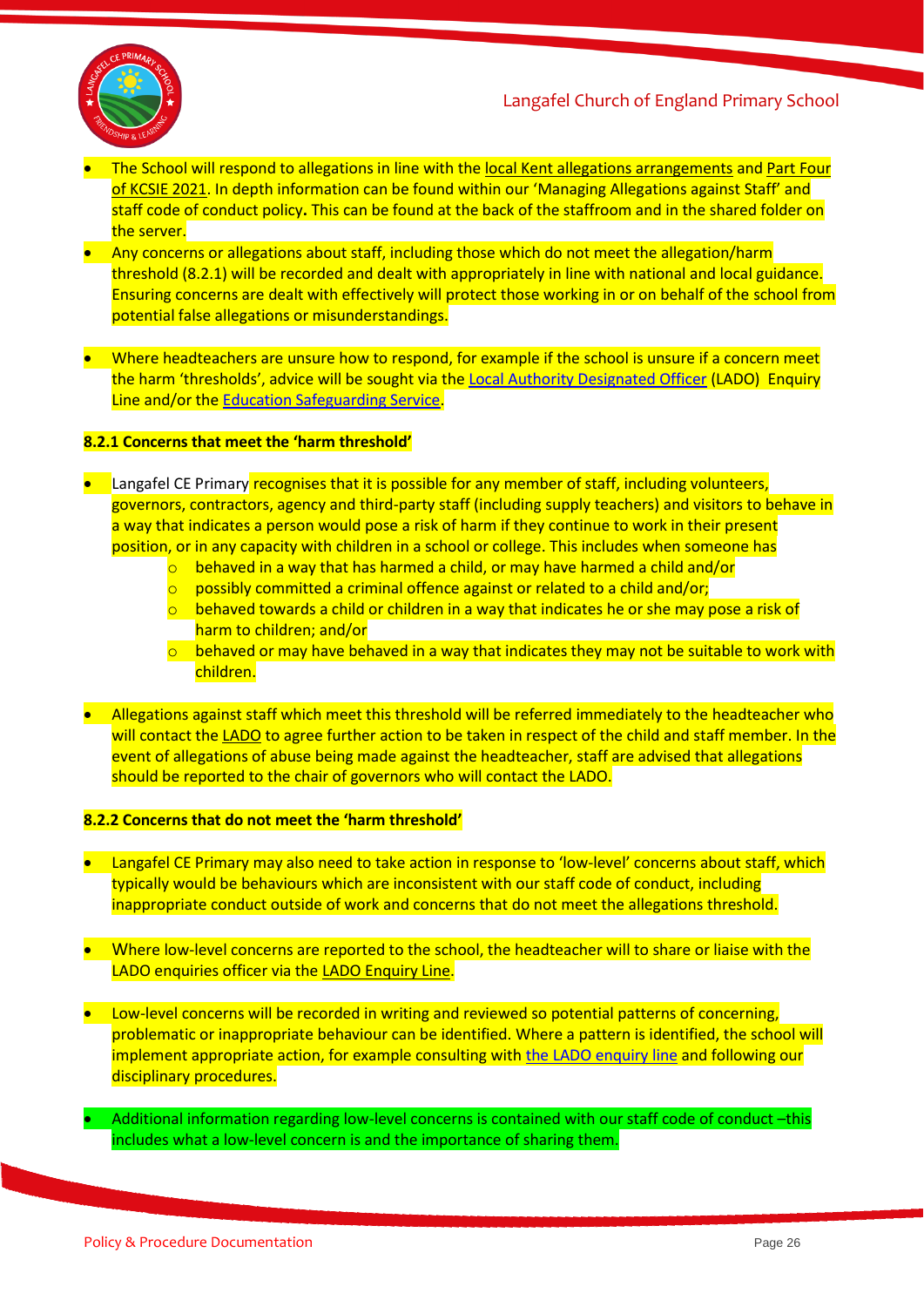- The School will respond to allegations in line with the local Kent allegations arrangements and Part Four of KCSIE 2021. In depth information can be found within our 'Managing Allegations against Staff' and staff code of conduct policy. This can be found at the back of the staffroom and in the shared folder on the server.
- Any concerns or allegations about staff, including those which do not meet the allegation/harm threshold (8.2.1) will be recorded and dealt with appropriately in line with national and local guidance. Ensuring concerns are dealt with effectively will protect those working in or on behalf of the school from potential false allegations or misunderstandings.

- Where headteachers are unsure how to respond, for example if the school is unsure if a concern meet the harm 'thresholds', advice will be sought via the Local Authority Designated Officer (LADO) Enquiry Line and/or the Education Safeguarding Service.

**8.2.1 Concerns that meet the 'harm threshold'**

- Langafel CE Primary recognises that it is possible for any member of staff, including volunteers, governors, contractors, agency and third-party staff (including supply teachers) and visitors to behave in a way that indicates a person would pose a risk of harm if they continue to work in their present position, or in any capacity with children in a school or college. This includes when someone has
  - behaved in a way that has harmed a child, or may have harmed a child and/or
  - possibly committed a criminal offence against or related to a child and/or;
  - behaved towards a child or children in a way that indicates he or she may pose a risk of harm to children; and/or
  - behaved or may have behaved in a way that indicates they may not be suitable to work with children.

- Allegations against staff which meet this threshold will be referred immediately to the headteacher who will contact the LADO to agree further action to be taken in respect of the child and staff member. In the event of allegations of abuse being made against the headteacher, staff are advised that allegations should be reported to the chair of governors who will contact the LADO.

**8.2.2 Concerns that do not meet the 'harm threshold'**

- Langafel CE Primary may also need to take action in response to 'low-level' concerns about staff, which typically would be behaviours which are inconsistent with our staff code of conduct, including inappropriate conduct outside of work and concerns that do not meet the allegations threshold.

- Where low-level concerns are reported to the school, the headteacher will to share or liaise with the LADO enquiries officer via the LADO Enquiry Line.

- Low-level concerns will be recorded in writing and reviewed so potential patterns of concerning, problematic or inappropriate behaviour can be identified. Where a pattern is identified, the school will implement appropriate action, for example consulting with the LADO enquiry line and following our disciplinary procedures.

- Additional information regarding low-level concerns is contained with our staff code of conduct –this includes what a low-level concern is and the importance of sharing them.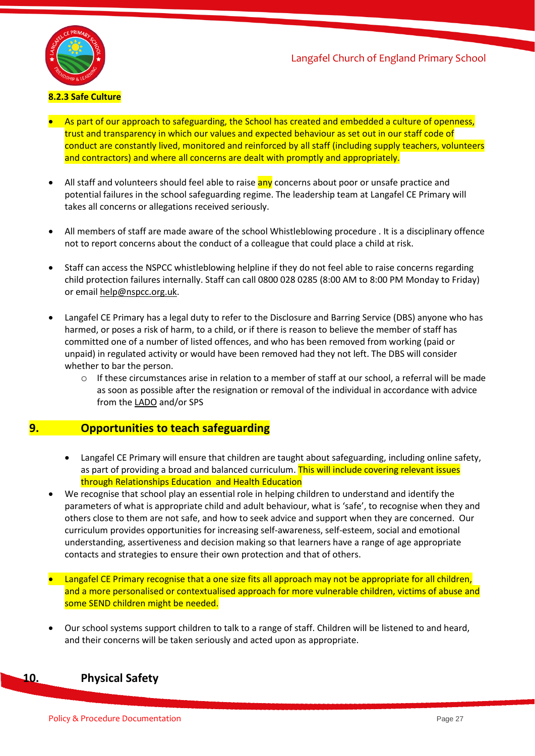**8.2.3 Safe Culture**

- As part of our approach to safeguarding, the School has created and embedded a culture of openness, trust and transparency in which our values and expected behaviour as set out in our staff code of conduct are constantly lived, monitored and reinforced by all staff (including supply teachers, volunteers and contractors) and where all concerns are dealt with promptly and appropriately.

- All staff and volunteers should feel able to raise any concerns about poor or unsafe practice and potential failures in the school safeguarding regime. The leadership team at Langafel CE Primary will takes all concerns or allegations received seriously.

- All members of staff are made aware of the school Whistleblowing procedure . It is a disciplinary offence not to report concerns about the conduct of a colleague that could place a child at risk.

- Staff can access the NSPCC whistleblowing helpline if they do not feel able to raise concerns regarding child protection failures internally. Staff can call 0800 028 0285 (8:00 AM to 8:00 PM Monday to Friday) or email help@nspcc.org.uk.

- Langafel CE Primary has a legal duty to refer to the Disclosure and Barring Service (DBS) anyone who has harmed, or poses a risk of harm, to a child, or if there is reason to believe the member of staff has committed one of a number of listed offences, and who has been removed from working (paid or unpaid) in regulated activity or would have been removed had they not left. The DBS will consider whether to bar the person.
  - If these circumstances arise in relation to a member of staff at our school, a referral will be made as soon as possible after the resignation or removal of the individual in accordance with advice from the LADO and/or SPS

## 9. Opportunities to teach safeguarding

- Langafel CE Primary will ensure that children are taught about safeguarding, including online safety, as part of providing a broad and balanced curriculum. This will include covering relevant issues through Relationships Education and Health Education
- We recognise that school play an essential role in helping children to understand and identify the parameters of what is appropriate child and adult behaviour, what is 'safe', to recognise when they and others close to them are not safe, and how to seek advice and support when they are concerned. Our curriculum provides opportunities for increasing self-awareness, self-esteem, social and emotional understanding, assertiveness and decision making so that learners have a range of age appropriate contacts and strategies to ensure their own protection and that of others.

- Langafel CE Primary recognise that a one size fits all approach may not be appropriate for all children, and a more personalised or contextualised approach for more vulnerable children, victims of abuse and some SEND children might be needed.

- Our school systems support children to talk to a range of staff. Children will be listened to and heard, and their concerns will be taken seriously and acted upon as appropriate.

## 10. Physical Safety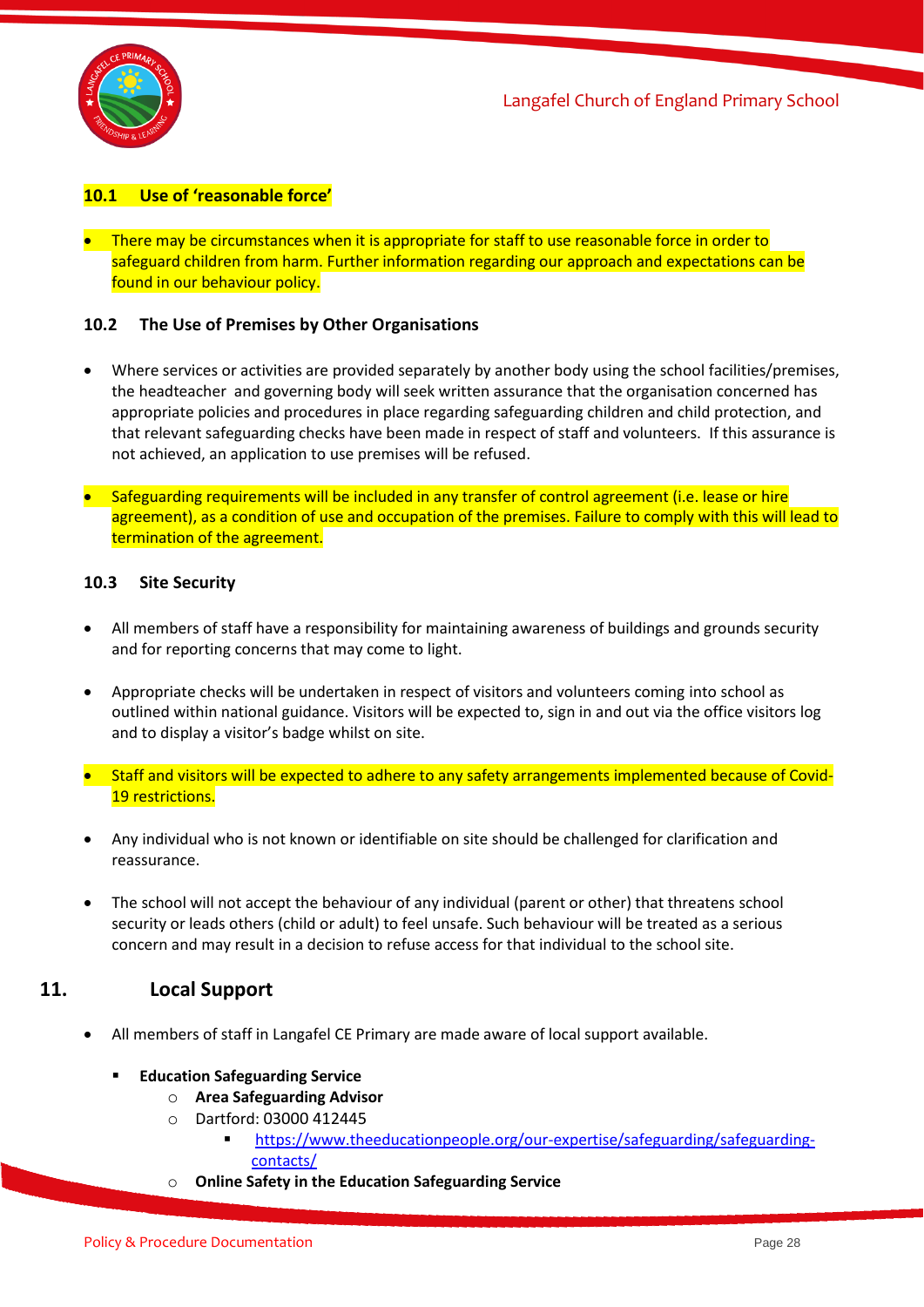### 10.1 Use of 'reasonable force'

- There may be circumstances when it is appropriate for staff to use reasonable force in order to safeguard children from harm. Further information regarding our approach and expectations can be found in our behaviour policy.

### 10.2 The Use of Premises by Other Organisations

- Where services or activities are provided separately by another body using the school facilities/premises, the headteacher and governing body will seek written assurance that the organisation concerned has appropriate policies and procedures in place regarding safeguarding children and child protection, and that relevant safeguarding checks have been made in respect of staff and volunteers. If this assurance is not achieved, an application to use premises will be refused.

- Safeguarding requirements will be included in any transfer of control agreement (i.e. lease or hire agreement), as a condition of use and occupation of the premises. Failure to comply with this will lead to termination of the agreement.

### 10.3 Site Security

- All members of staff have a responsibility for maintaining awareness of buildings and grounds security and for reporting concerns that may come to light.

- Appropriate checks will be undertaken in respect of visitors and volunteers coming into school as outlined within national guidance. Visitors will be expected to, sign in and out via the office visitors log and to display a visitor's badge whilst on site.

- Staff and visitors will be expected to adhere to any safety arrangements implemented because of Covid-19 restrictions.

- Any individual who is not known or identifiable on site should be challenged for clarification and reassurance.

- The school will not accept the behaviour of any individual (parent or other) that threatens school security or leads others (child or adult) to feel unsafe. Such behaviour will be treated as a serious concern and may result in a decision to refuse access for that individual to the school site.

## 11. Local Support

- All members of staff in Langafel CE Primary are made aware of local support available.
  - **Education Safeguarding Service**
    - **Area Safeguarding Advisor**
    - Dartford: 03000 412445
      - https://www.theeducationpeople.org/our-expertise/safeguarding/safeguarding-contacts/
    - **Online Safety in the Education Safeguarding Service**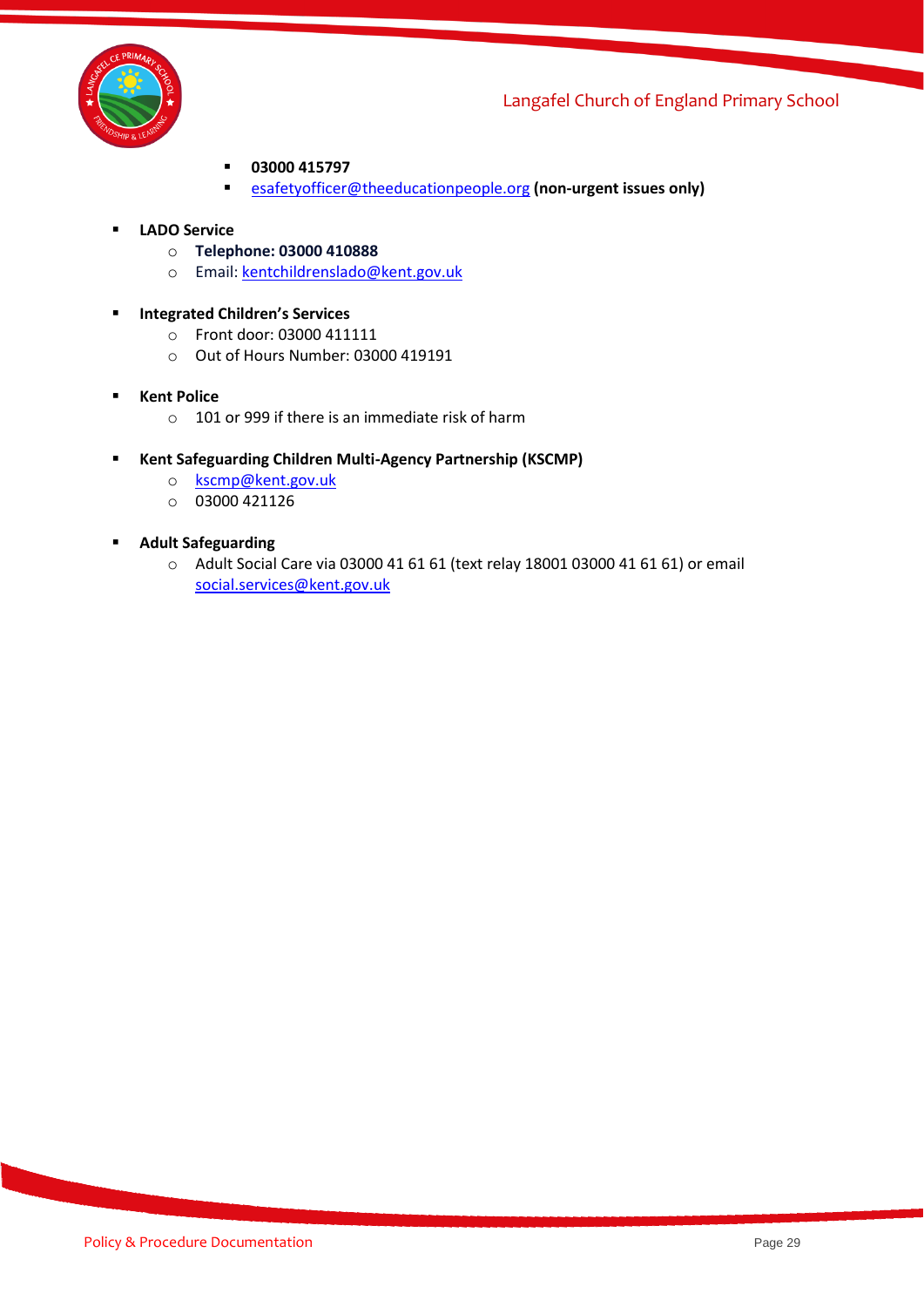- **03000 415797**
  - [esafetyofficer@theeducationpeople.org](mailto:esafetyofficer@theeducationpeople.org) **(non-urgent issues only)**

- **LADO Service**
  - **Telephone: 03000 410888**
  - Email: [kentchildrenslado@kent.gov.uk](mailto:kentchildrenslado@kent.gov.uk)

- **Integrated Children's Services**
  - Front door: 03000 411111
  - Out of Hours Number: 03000 419191

- **Kent Police**
  - 101 or 999 if there is an immediate risk of harm

- **Kent Safeguarding Children Multi-Agency Partnership (KSCMP)**
  - [kscmp@kent.gov.uk](mailto:kscmp@kent.gov.uk)
  - 03000 421126

- **Adult Safeguarding**
  - Adult Social Care via 03000 41 61 61 (text relay 18001 03000 41 61 61) or email [social.services@kent.gov.uk](mailto:social.services@kent.gov.uk)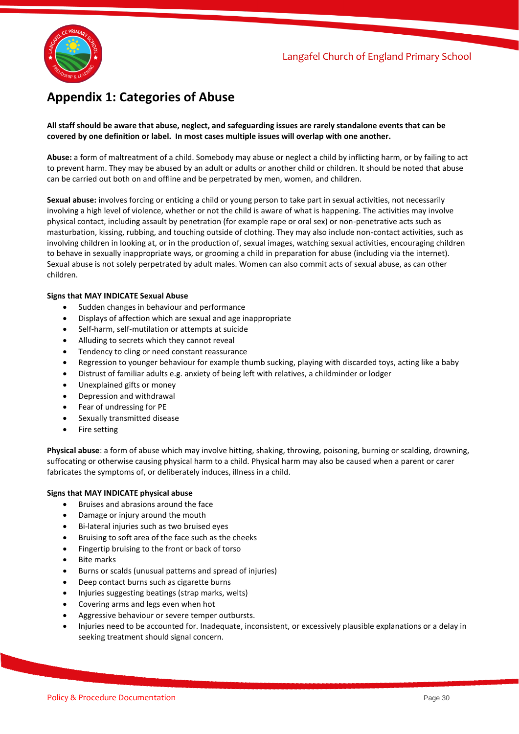## Appendix 1: Categories of Abuse

**All staff should be aware that abuse, neglect, and safeguarding issues are rarely standalone events that can be covered by one definition or label. In most cases multiple issues will overlap with one another.**

**Abuse:** a form of maltreatment of a child. Somebody may abuse or neglect a child by inflicting harm, or by failing to act to prevent harm. They may be abused by an adult or adults or another child or children. It should be noted that abuse can be carried out both on and offline and be perpetrated by men, women, and children.

**Sexual abuse:** involves forcing or enticing a child or young person to take part in sexual activities, not necessarily involving a high level of violence, whether or not the child is aware of what is happening. The activities may involve physical contact, including assault by penetration (for example rape or oral sex) or non-penetrative acts such as masturbation, kissing, rubbing, and touching outside of clothing. They may also include non-contact activities, such as involving children in looking at, or in the production of, sexual images, watching sexual activities, encouraging children to behave in sexually inappropriate ways, or grooming a child in preparation for abuse (including via the internet). Sexual abuse is not solely perpetrated by adult males. Women can also commit acts of sexual abuse, as can other children.

**Signs that MAY INDICATE Sexual Abuse**

- Sudden changes in behaviour and performance
- Displays of affection which are sexual and age inappropriate
- Self-harm, self-mutilation or attempts at suicide
- Alluding to secrets which they cannot reveal
- Tendency to cling or need constant reassurance
- Regression to younger behaviour for example thumb sucking, playing with discarded toys, acting like a baby
- Distrust of familiar adults e.g. anxiety of being left with relatives, a childminder or lodger
- Unexplained gifts or money
- Depression and withdrawal
- Fear of undressing for PE
- Sexually transmitted disease
- Fire setting

**Physical abuse**: a form of abuse which may involve hitting, shaking, throwing, poisoning, burning or scalding, drowning, suffocating or otherwise causing physical harm to a child. Physical harm may also be caused when a parent or carer fabricates the symptoms of, or deliberately induces, illness in a child.

**Signs that MAY INDICATE physical abuse**

- Bruises and abrasions around the face
- Damage or injury around the mouth
- Bi-lateral injuries such as two bruised eyes
- Bruising to soft area of the face such as the cheeks
- Fingertip bruising to the front or back of torso
- Bite marks
- Burns or scalds (unusual patterns and spread of injuries)
- Deep contact burns such as cigarette burns
- Injuries suggesting beatings (strap marks, welts)
- Covering arms and legs even when hot
- Aggressive behaviour or severe temper outbursts.
- Injuries need to be accounted for. Inadequate, inconsistent, or excessively plausible explanations or a delay in seeking treatment should signal concern.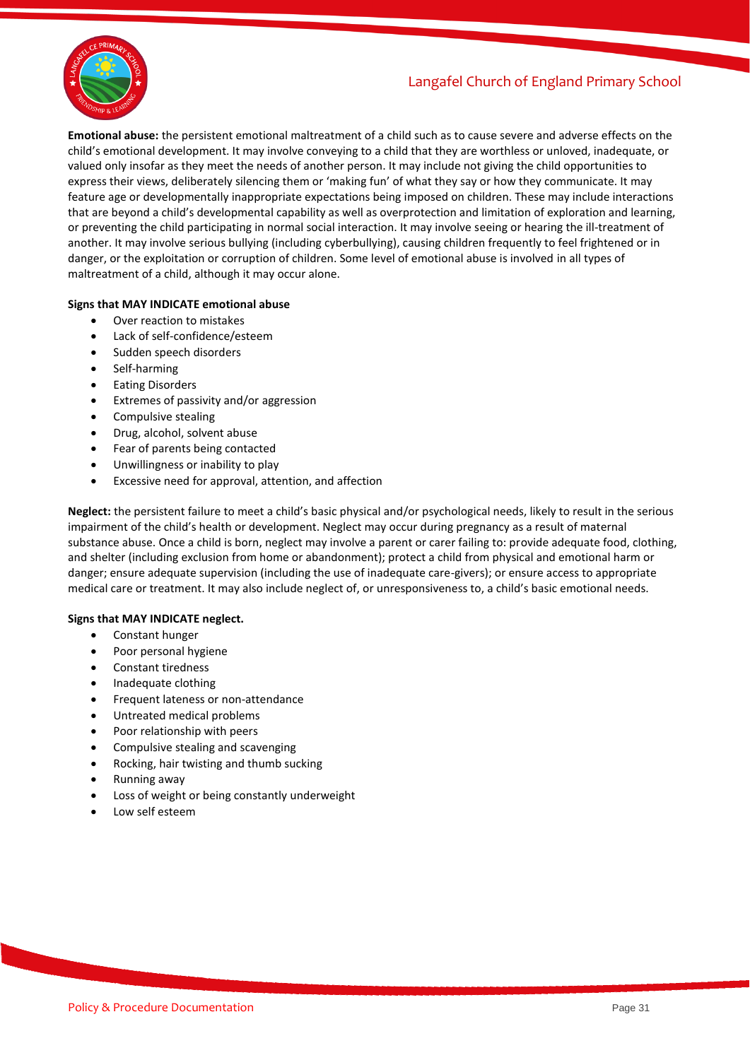**Emotional abuse:** the persistent emotional maltreatment of a child such as to cause severe and adverse effects on the child's emotional development. It may involve conveying to a child that they are worthless or unloved, inadequate, or valued only insofar as they meet the needs of another person. It may include not giving the child opportunities to express their views, deliberately silencing them or 'making fun' of what they say or how they communicate. It may feature age or developmentally inappropriate expectations being imposed on children. These may include interactions that are beyond a child's developmental capability as well as overprotection and limitation of exploration and learning, or preventing the child participating in normal social interaction. It may involve seeing or hearing the ill-treatment of another. It may involve serious bullying (including cyberbullying), causing children frequently to feel frightened or in danger, or the exploitation or corruption of children. Some level of emotional abuse is involved in all types of maltreatment of a child, although it may occur alone.

**Signs that MAY INDICATE emotional abuse**

- Over reaction to mistakes
- Lack of self-confidence/esteem
- Sudden speech disorders
- Self-harming
- Eating Disorders
- Extremes of passivity and/or aggression
- Compulsive stealing
- Drug, alcohol, solvent abuse
- Fear of parents being contacted
- Unwillingness or inability to play
- Excessive need for approval, attention, and affection

**Neglect:** the persistent failure to meet a child's basic physical and/or psychological needs, likely to result in the serious impairment of the child's health or development. Neglect may occur during pregnancy as a result of maternal substance abuse. Once a child is born, neglect may involve a parent or carer failing to: provide adequate food, clothing, and shelter (including exclusion from home or abandonment); protect a child from physical and emotional harm or danger; ensure adequate supervision (including the use of inadequate care-givers); or ensure access to appropriate medical care or treatment. It may also include neglect of, or unresponsiveness to, a child's basic emotional needs.

**Signs that MAY INDICATE neglect.**

- Constant hunger
- Poor personal hygiene
- Constant tiredness
- Inadequate clothing
- Frequent lateness or non-attendance
- Untreated medical problems
- Poor relationship with peers
- Compulsive stealing and scavenging
- Rocking, hair twisting and thumb sucking
- Running away
- Loss of weight or being constantly underweight
- Low self esteem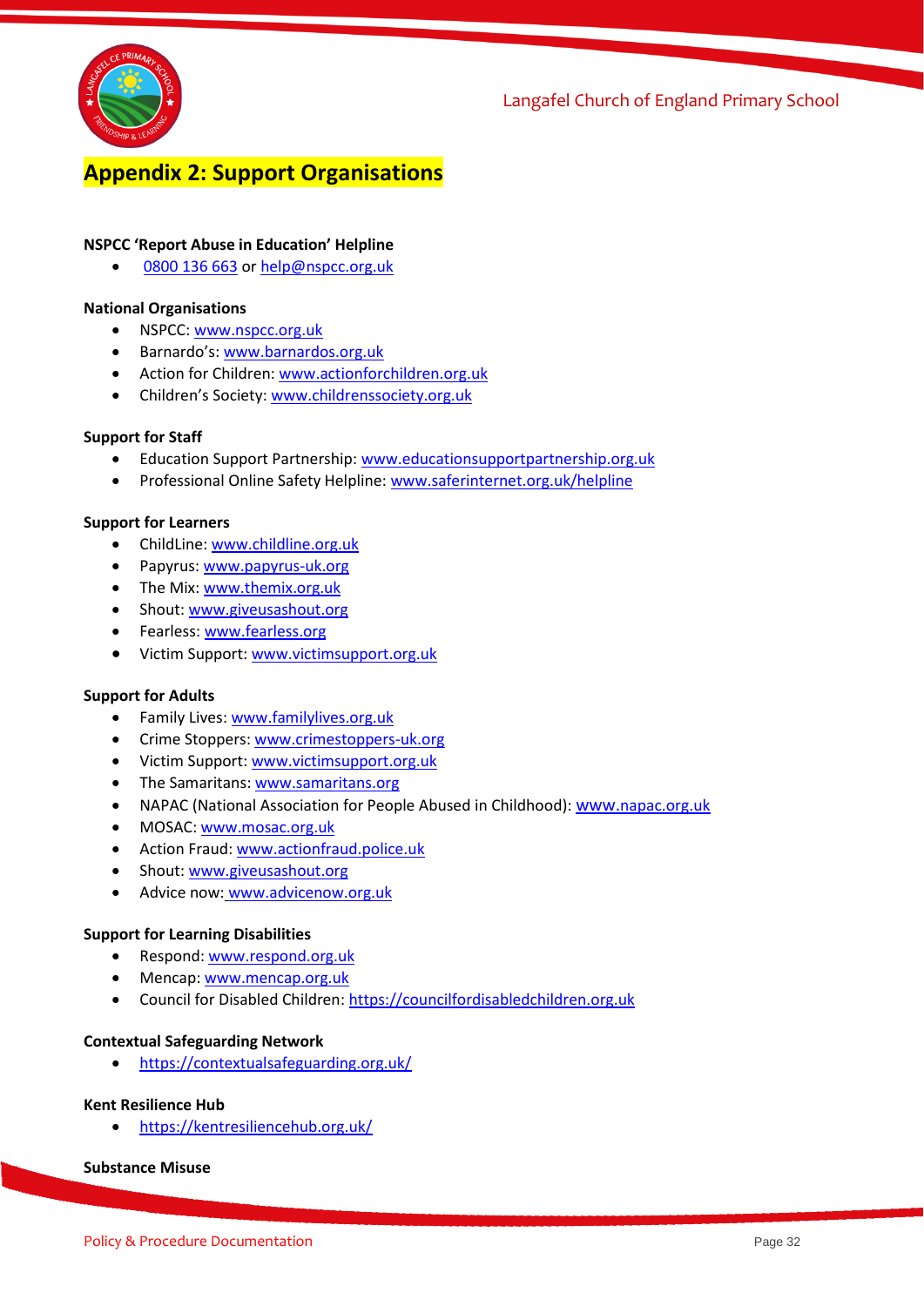## Appendix 2: Support Organisations

**NSPCC 'Report Abuse in Education' Helpline**

- 0800 136 663 or help@nspcc.org.uk

**National Organisations**

- NSPCC: www.nspcc.org.uk
- Barnardo's: www.barnardos.org.uk
- Action for Children: www.actionforchildren.org.uk
- Children's Society: www.childrenssociety.org.uk

**Support for Staff**

- Education Support Partnership: www.educationsupportpartnership.org.uk
- Professional Online Safety Helpline: www.saferinternet.org.uk/helpline

**Support for Learners**

- ChildLine: www.childline.org.uk
- Papyrus: www.papyrus-uk.org
- The Mix: www.themix.org.uk
- Shout: www.giveusashout.org
- Fearless: www.fearless.org
- Victim Support: www.victimsupport.org.uk

**Support for Adults**

- Family Lives: www.familylives.org.uk
- Crime Stoppers: www.crimestoppers-uk.org
- Victim Support: www.victimsupport.org.uk
- The Samaritans: www.samaritans.org
- NAPAC (National Association for People Abused in Childhood): www.napac.org.uk
- MOSAC: www.mosac.org.uk
- Action Fraud: www.actionfraud.police.uk
- Shout: www.giveusashout.org
- Advice now: www.advicenow.org.uk

**Support for Learning Disabilities**

- Respond: www.respond.org.uk
- Mencap: www.mencap.org.uk
- Council for Disabled Children: https://councilfordisabledchildren.org.uk

**Contextual Safeguarding Network**

- https://contextualsafeguarding.org.uk/

**Kent Resilience Hub**

- https://kentresiliencehub.org.uk/

**Substance Misuse**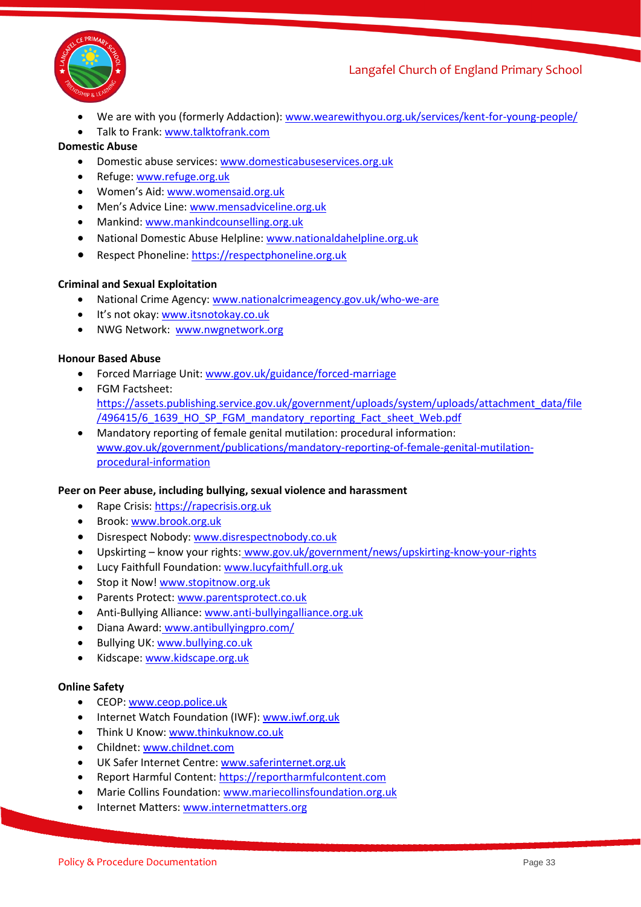- We are with you (formerly Addaction): www.wearewithyou.org.uk/services/kent-for-young-people/
- Talk to Frank: www.talktofrank.com

**Domestic Abuse**

- Domestic abuse services: www.domesticabuseservices.org.uk
- Refuge: www.refuge.org.uk
- Women's Aid: www.womensaid.org.uk
- Men's Advice Line: www.mensadviceline.org.uk
- Mankind: www.mankindcounselling.org.uk
- National Domestic Abuse Helpline: www.nationaldahelpline.org.uk
- Respect Phoneline: https://respectphoneline.org.uk

**Criminal and Sexual Exploitation**

- National Crime Agency: www.nationalcrimeagency.gov.uk/who-we-are
- It's not okay: www.itsnotokay.co.uk
- NWG Network: www.nwgnetwork.org

**Honour Based Abuse**

- Forced Marriage Unit: www.gov.uk/guidance/forced-marriage
- FGM Factsheet: https://assets.publishing.service.gov.uk/government/uploads/system/uploads/attachment_data/file/496415/6_1639_HO_SP_FGM_mandatory_reporting_Fact_sheet_Web.pdf
- Mandatory reporting of female genital mutilation: procedural information: www.gov.uk/government/publications/mandatory-reporting-of-female-genital-mutilation-procedural-information

**Peer on Peer abuse, including bullying, sexual violence and harassment**

- Rape Crisis: https://rapecrisis.org.uk
- Brook: www.brook.org.uk
- Disrespect Nobody: www.disrespectnobody.co.uk
- Upskirting – know your rights: www.gov.uk/government/news/upskirting-know-your-rights
- Lucy Faithfull Foundation: www.lucyfaithfull.org.uk
- Stop it Now! www.stopitnow.org.uk
- Parents Protect: www.parentsprotect.co.uk
- Anti-Bullying Alliance: www.anti-bullyingalliance.org.uk
- Diana Award: www.antibullyingpro.com/
- Bullying UK: www.bullying.co.uk
- Kidscape: www.kidscape.org.uk

**Online Safety**

- CEOP: www.ceop.police.uk
- Internet Watch Foundation (IWF): www.iwf.org.uk
- Think U Know: www.thinkuknow.co.uk
- Childnet: www.childnet.com
- UK Safer Internet Centre: www.saferinternet.org.uk
- Report Harmful Content: https://reportharmfulcontent.com
- Marie Collins Foundation: www.mariecollinsfoundation.org.uk
- Internet Matters: www.internetmatters.org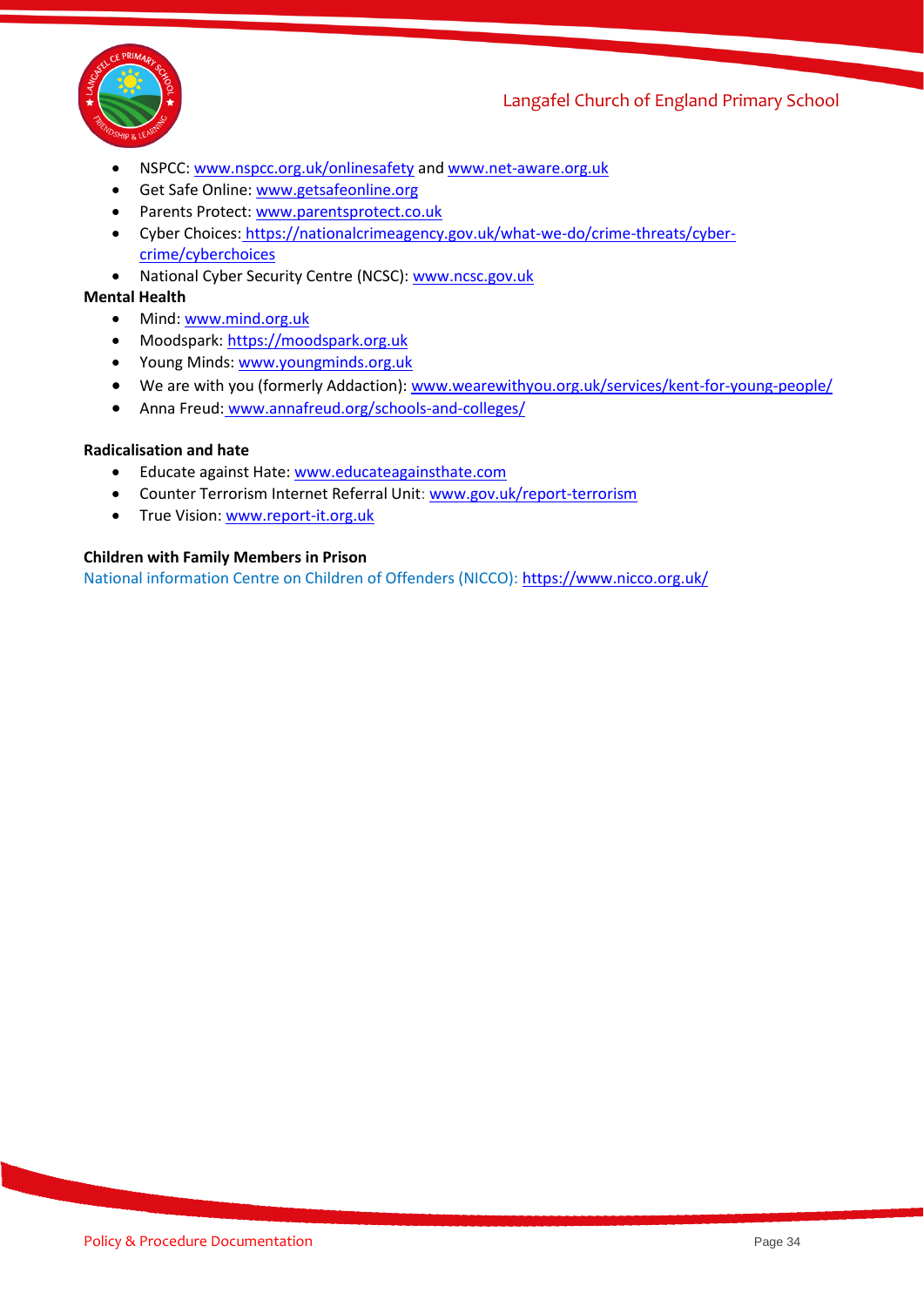- NSPCC: www.nspcc.org.uk/onlinesafety and www.net-aware.org.uk
- Get Safe Online: www.getsafeonline.org
- Parents Protect: www.parentsprotect.co.uk
- Cyber Choices: https://nationalcrimeagency.gov.uk/what-we-do/crime-threats/cyber-crime/cyberchoices
- National Cyber Security Centre (NCSC): www.ncsc.gov.uk

**Mental Health**

- Mind: www.mind.org.uk
- Moodspark: https://moodspark.org.uk
- Young Minds: www.youngminds.org.uk
- We are with you (formerly Addaction): www.wearewithyou.org.uk/services/kent-for-young-people/
- Anna Freud: www.annafreud.org/schools-and-colleges/

**Radicalisation and hate**

- Educate against Hate: www.educateagainsthate.com
- Counter Terrorism Internet Referral Unit: www.gov.uk/report-terrorism
- True Vision: www.report-it.org.uk

**Children with Family Members in Prison**

National information Centre on Children of Offenders (NICCO): https://www.nicco.org.uk/